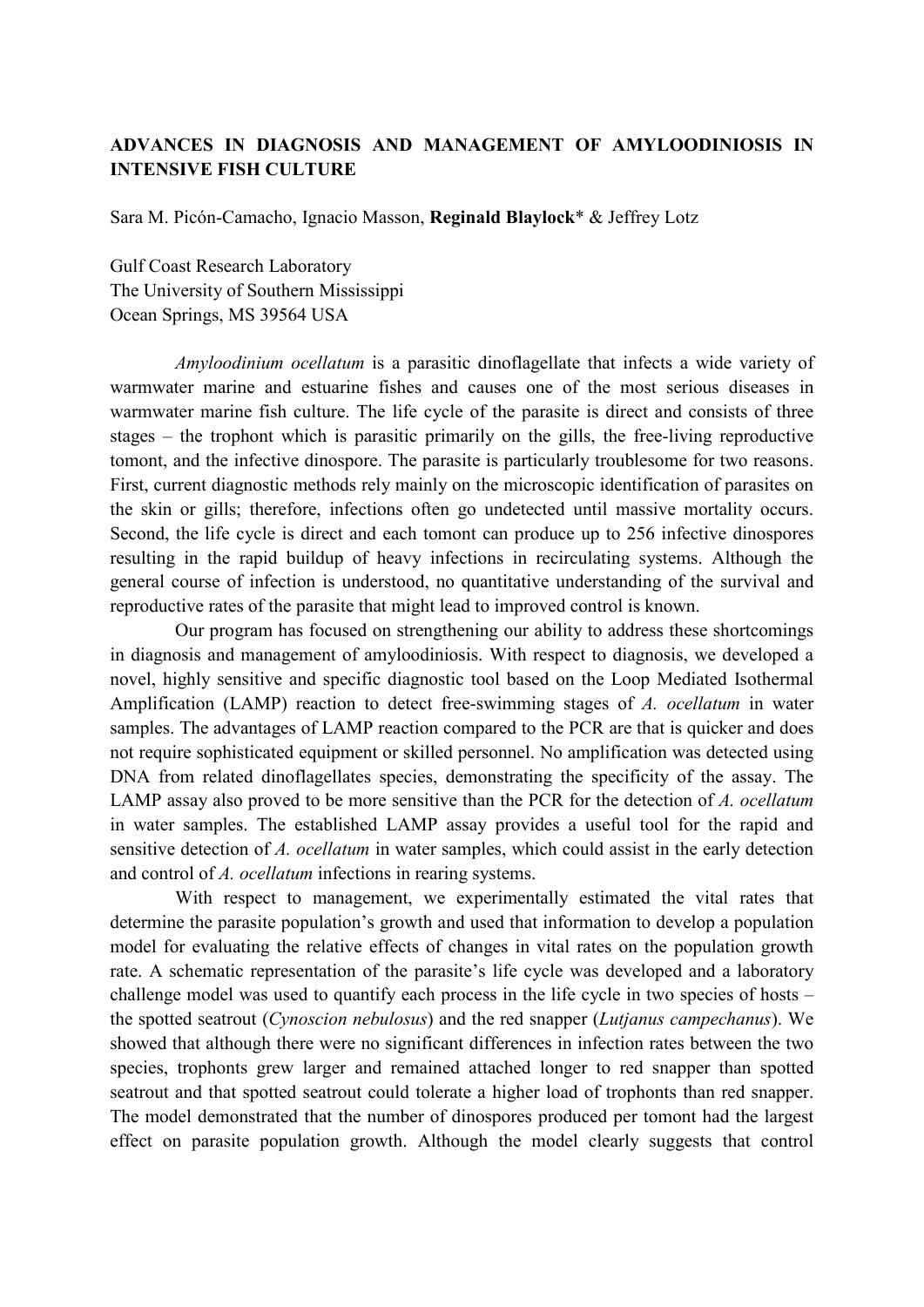# ADVANCES IN DIAGNOSIS AND MANAGEMENT OF AMYLOODINIOSIS IN INTENSIVE FISH CULTURE

Sara M. Picón-Camacho, Ignacio Masson, **Reginald Blaylock*** & Jeffrey Lotz

Gulf Coast Research Laboratory
The University of Southern Mississippi
Ocean Springs, MS 39564 USA

*Amyloodinium ocellatum* is a parasitic dinoflagellate that infects a wide variety of warmwater marine and estuarine fishes and causes one of the most serious diseases in warmwater marine fish culture. The life cycle of the parasite is direct and consists of three stages – the trophont which is parasitic primarily on the gills, the free-living reproductive tomont, and the infective dinospore. The parasite is particularly troublesome for two reasons. First, current diagnostic methods rely mainly on the microscopic identification of parasites on the skin or gills; therefore, infections often go undetected until massive mortality occurs. Second, the life cycle is direct and each tomont can produce up to 256 infective dinospores resulting in the rapid buildup of heavy infections in recirculating systems. Although the general course of infection is understood, no quantitative understanding of the survival and reproductive rates of the parasite that might lead to improved control is known.

Our program has focused on strengthening our ability to address these shortcomings in diagnosis and management of amyloodiniosis. With respect to diagnosis, we developed a novel, highly sensitive and specific diagnostic tool based on the Loop Mediated Isothermal Amplification (LAMP) reaction to detect free-swimming stages of *A. ocellatum* in water samples. The advantages of LAMP reaction compared to the PCR are that is quicker and does not require sophisticated equipment or skilled personnel. No amplification was detected using DNA from related dinoflagellates species, demonstrating the specificity of the assay. The LAMP assay also proved to be more sensitive than the PCR for the detection of *A. ocellatum* in water samples. The established LAMP assay provides a useful tool for the rapid and sensitive detection of *A. ocellatum* in water samples, which could assist in the early detection and control of *A. ocellatum* infections in rearing systems.

With respect to management, we experimentally estimated the vital rates that determine the parasite population's growth and used that information to develop a population model for evaluating the relative effects of changes in vital rates on the population growth rate. A schematic representation of the parasite's life cycle was developed and a laboratory challenge model was used to quantify each process in the life cycle in two species of hosts – the spotted seatrout (*Cynoscion nebulosus*) and the red snapper (*Lutjanus campechanus*). We showed that although there were no significant differences in infection rates between the two species, trophonts grew larger and remained attached longer to red snapper than spotted seatrout and that spotted seatrout could tolerate a higher load of trophonts than red snapper. The model demonstrated that the number of dinospores produced per tomont had the largest effect on parasite population growth. Although the model clearly suggests that control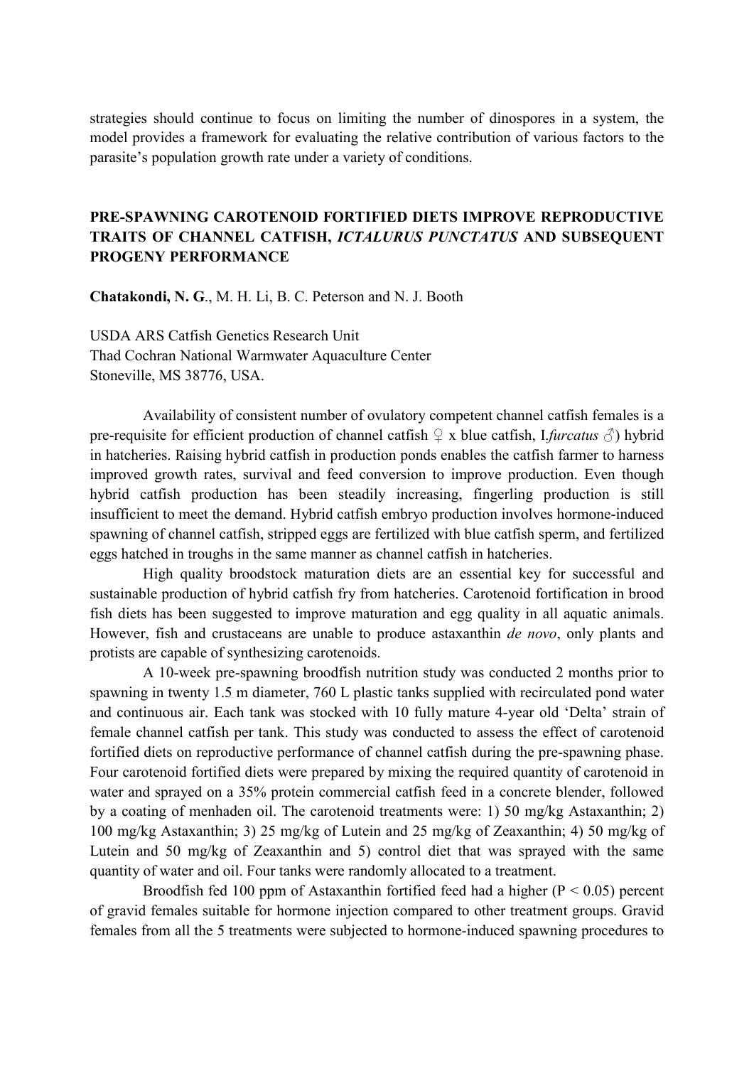strategies should continue to focus on limiting the number of dinospores in a system, the model provides a framework for evaluating the relative contribution of various factors to the parasite's population growth rate under a variety of conditions.

## PRE-SPAWNING CAROTENOID FORTIFIED DIETS IMPROVE REPRODUCTIVE TRAITS OF CHANNEL CATFISH, *ICTALURUS PUNCTATUS* AND SUBSEQUENT PROGENY PERFORMANCE

**Chatakondi, N. G**., M. H. Li, B. C. Peterson and N. J. Booth

USDA ARS Catfish Genetics Research Unit
Thad Cochran National Warmwater Aquaculture Center
Stoneville, MS 38776, USA.

Availability of consistent number of ovulatory competent channel catfish females is a pre-requisite for efficient production of channel catfish ♀ x blue catfish, I.*furcatus* ♂) hybrid in hatcheries. Raising hybrid catfish in production ponds enables the catfish farmer to harness improved growth rates, survival and feed conversion to improve production. Even though hybrid catfish production has been steadily increasing, fingerling production is still insufficient to meet the demand. Hybrid catfish embryo production involves hormone-induced spawning of channel catfish, stripped eggs are fertilized with blue catfish sperm, and fertilized eggs hatched in troughs in the same manner as channel catfish in hatcheries.

High quality broodstock maturation diets are an essential key for successful and sustainable production of hybrid catfish fry from hatcheries. Carotenoid fortification in brood fish diets has been suggested to improve maturation and egg quality in all aquatic animals. However, fish and crustaceans are unable to produce astaxanthin *de novo*, only plants and protists are capable of synthesizing carotenoids.

A 10-week pre-spawning broodfish nutrition study was conducted 2 months prior to spawning in twenty 1.5 m diameter, 760 L plastic tanks supplied with recirculated pond water and continuous air. Each tank was stocked with 10 fully mature 4-year old 'Delta' strain of female channel catfish per tank. This study was conducted to assess the effect of carotenoid fortified diets on reproductive performance of channel catfish during the pre-spawning phase. Four carotenoid fortified diets were prepared by mixing the required quantity of carotenoid in water and sprayed on a 35% protein commercial catfish feed in a concrete blender, followed by a coating of menhaden oil. The carotenoid treatments were: 1) 50 mg/kg Astaxanthin; 2) 100 mg/kg Astaxanthin; 3) 25 mg/kg of Lutein and 25 mg/kg of Zeaxanthin; 4) 50 mg/kg of Lutein and 50 mg/kg of Zeaxanthin and 5) control diet that was sprayed with the same quantity of water and oil. Four tanks were randomly allocated to a treatment.

Broodfish fed 100 ppm of Astaxanthin fortified feed had a higher ($P < 0.05$) percent of gravid females suitable for hormone injection compared to other treatment groups. Gravid females from all the 5 treatments were subjected to hormone-induced spawning procedures to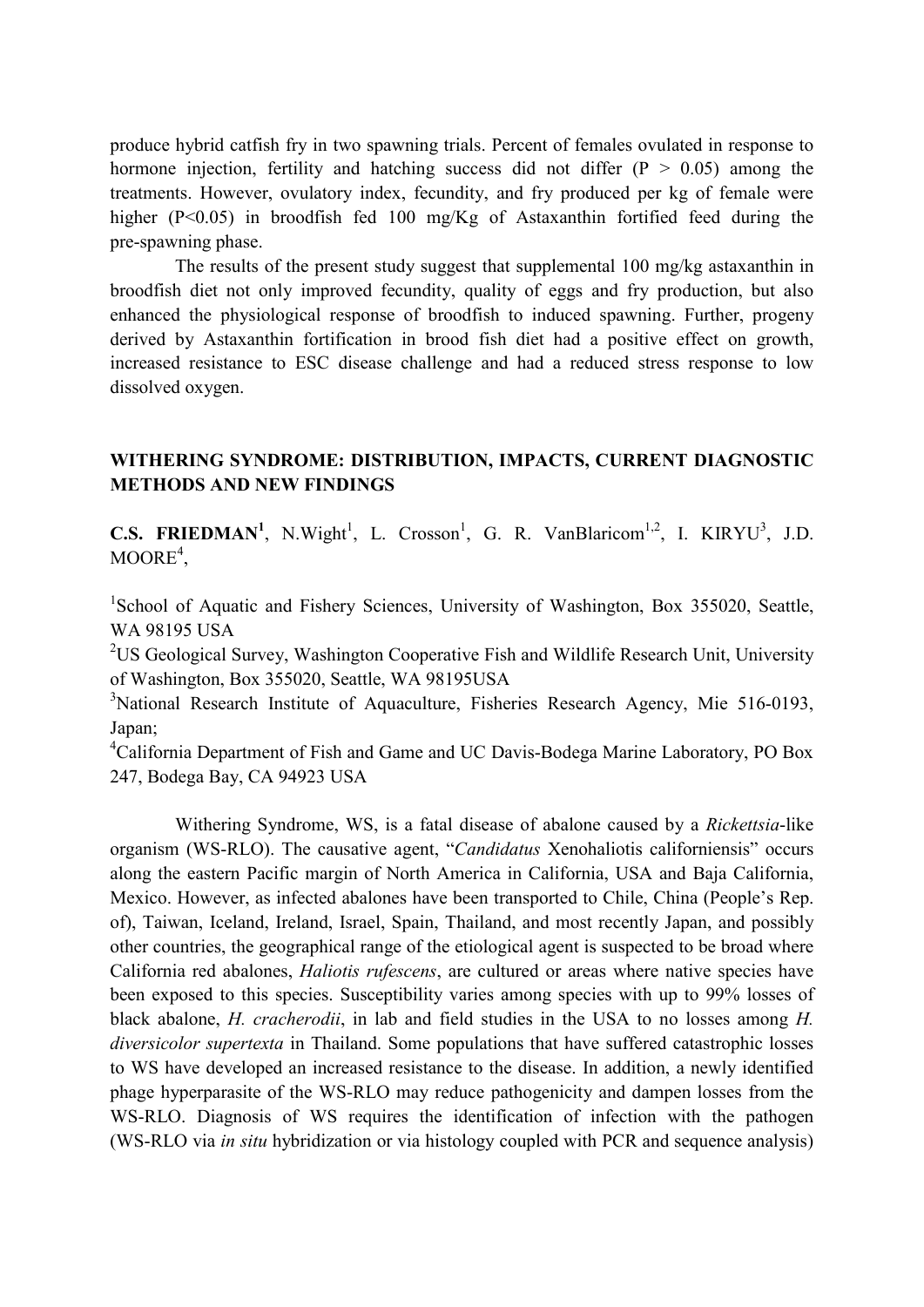produce hybrid catfish fry in two spawning trials. Percent of females ovulated in response to hormone injection, fertility and hatching success did not differ ($P > 0.05$) among the treatments. However, ovulatory index, fecundity, and fry produced per kg of female were higher ($P<0.05$) in broodfish fed 100 mg/Kg of Astaxanthin fortified feed during the pre-spawning phase.

The results of the present study suggest that supplemental 100 mg/kg astaxanthin in broodfish diet not only improved fecundity, quality of eggs and fry production, but also enhanced the physiological response of broodfish to induced spawning. Further, progeny derived by Astaxanthin fortification in brood fish diet had a positive effect on growth, increased resistance to ESC disease challenge and had a reduced stress response to low dissolved oxygen.

## WITHERING SYNDROME: DISTRIBUTION, IMPACTS, CURRENT DIAGNOSTIC METHODS AND NEW FINDINGS

**C.S. FRIEDMAN**[1], N.Wight[1], L. Crosson[1], G. R. VanBlaricom[1,2], I. KIRYU[3], J.D. MOORE[4],

[1]School of Aquatic and Fishery Sciences, University of Washington, Box 355020, Seattle, WA 98195 USA

[2]US Geological Survey, Washington Cooperative Fish and Wildlife Research Unit, University of Washington, Box 355020, Seattle, WA 98195USA

[3]National Research Institute of Aquaculture, Fisheries Research Agency, Mie 516-0193, Japan;

[4]California Department of Fish and Game and UC Davis-Bodega Marine Laboratory, PO Box 247, Bodega Bay, CA 94923 USA

Withering Syndrome, WS, is a fatal disease of abalone caused by a *Rickettsia*-like organism (WS-RLO). The causative agent, "*Candidatus* Xenohaliotis californiensis" occurs along the eastern Pacific margin of North America in California, USA and Baja California, Mexico. However, as infected abalones have been transported to Chile, China (People's Rep. of), Taiwan, Iceland, Ireland, Israel, Spain, Thailand, and most recently Japan, and possibly other countries, the geographical range of the etiological agent is suspected to be broad where California red abalones, *Haliotis rufescens*, are cultured or areas where native species have been exposed to this species. Susceptibility varies among species with up to 99% losses of black abalone, *H. cracherodii*, in lab and field studies in the USA to no losses among *H. diversicolor supertexta* in Thailand. Some populations that have suffered catastrophic losses to WS have developed an increased resistance to the disease. In addition, a newly identified phage hyperparasite of the WS-RLO may reduce pathogenicity and dampen losses from the WS-RLO. Diagnosis of WS requires the identification of infection with the pathogen (WS-RLO via *in situ* hybridization or via histology coupled with PCR and sequence analysis)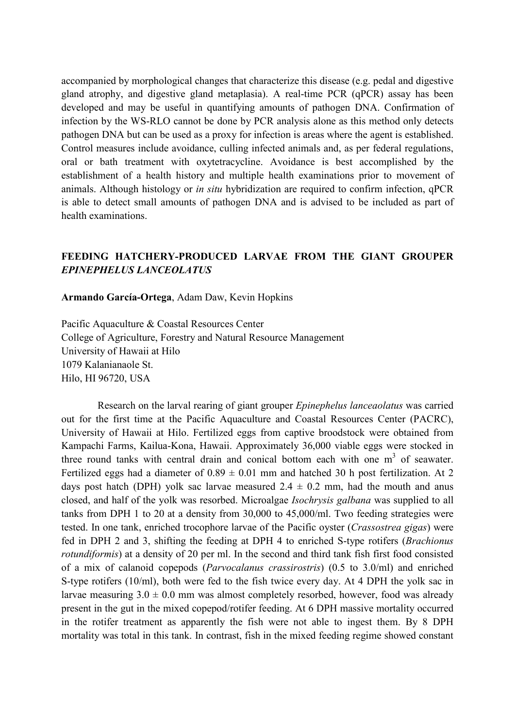accompanied by morphological changes that characterize this disease (e.g. pedal and digestive gland atrophy, and digestive gland metaplasia). A real-time PCR (qPCR) assay has been developed and may be useful in quantifying amounts of pathogen DNA. Confirmation of infection by the WS-RLO cannot be done by PCR analysis alone as this method only detects pathogen DNA but can be used as a proxy for infection is areas where the agent is established. Control measures include avoidance, culling infected animals and, as per federal regulations, oral or bath treatment with oxytetracycline. Avoidance is best accomplished by the establishment of a health history and multiple health examinations prior to movement of animals. Although histology or *in situ* hybridization are required to confirm infection, qPCR is able to detect small amounts of pathogen DNA and is advised to be included as part of health examinations.

## FEEDING HATCHERY-PRODUCED LARVAE FROM THE GIANT GROUPER *EPINEPHELUS LANCEOLATUS*

**Armando García-Ortega**, Adam Daw, Kevin Hopkins

Pacific Aquaculture & Coastal Resources Center
College of Agriculture, Forestry and Natural Resource Management
University of Hawaii at Hilo
1079 Kalanianaole St.
Hilo, HI 96720, USA

Research on the larval rearing of giant grouper *Epinephelus lanceaolatus* was carried out for the first time at the Pacific Aquaculture and Coastal Resources Center (PACRC), University of Hawaii at Hilo. Fertilized eggs from captive broodstock were obtained from Kampachi Farms, Kailua-Kona, Hawaii. Approximately 36,000 viable eggs were stocked in three round tanks with central drain and conical bottom each with one $m^3$ of seawater. Fertilized eggs had a diameter of $0.89 \pm 0.01$ mm and hatched 30 h post fertilization. At 2 days post hatch (DPH) yolk sac larvae measured $2.4 \pm 0.2$ mm, had the mouth and anus closed, and half of the yolk was resorbed. Microalgae *Isochrysis galbana* was supplied to all tanks from DPH 1 to 20 at a density from 30,000 to 45,000/ml. Two feeding strategies were tested. In one tank, enriched trocophore larvae of the Pacific oyster (*Crassostrea gigas*) were fed in DPH 2 and 3, shifting the feeding at DPH 4 to enriched S-type rotifers (*Brachionus rotundiformis*) at a density of 20 per ml. In the second and third tank fish first food consisted of a mix of calanoid copepods (*Parvocalanus crassirostris*) (0.5 to 3.0/ml) and enriched S-type rotifers (10/ml), both were fed to the fish twice every day. At 4 DPH the yolk sac in larvae measuring $3.0 \pm 0.0$ mm was almost completely resorbed, however, food was already present in the gut in the mixed copepod/rotifer feeding. At 6 DPH massive mortality occurred in the rotifer treatment as apparently the fish were not able to ingest them. By 8 DPH mortality was total in this tank. In contrast, fish in the mixed feeding regime showed constant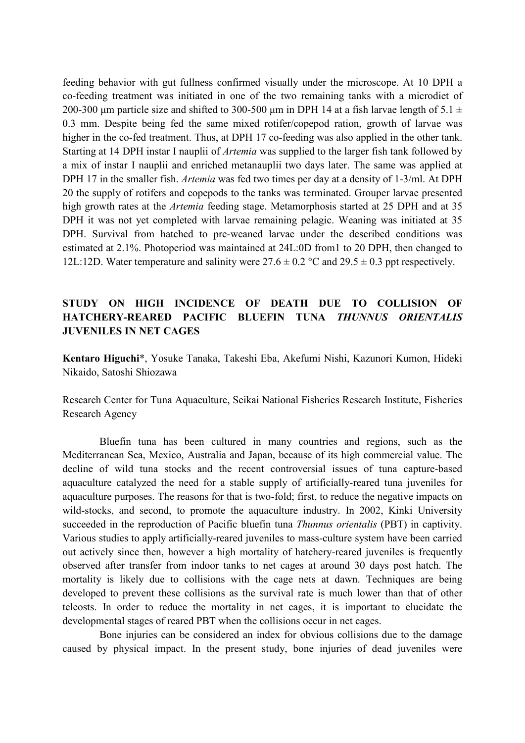feeding behavior with gut fullness confirmed visually under the microscope. At 10 DPH a co-feeding treatment was initiated in one of the two remaining tanks with a microdiet of 200-300 μm particle size and shifted to 300-500 μm in DPH 14 at a fish larvae length of 5.1 ± 0.3 mm. Despite being fed the same mixed rotifer/copepod ration, growth of larvae was higher in the co-fed treatment. Thus, at DPH 17 co-feeding was also applied in the other tank. Starting at 14 DPH instar I nauplii of *Artemia* was supplied to the larger fish tank followed by a mix of instar I nauplii and enriched metanauplii two days later. The same was applied at DPH 17 in the smaller fish. *Artemia* was fed two times per day at a density of 1-3/ml. At DPH 20 the supply of rotifers and copepods to the tanks was terminated. Grouper larvae presented high growth rates at the *Artemia* feeding stage. Metamorphosis started at 25 DPH and at 35 DPH it was not yet completed with larvae remaining pelagic. Weaning was initiated at 35 DPH. Survival from hatched to pre-weaned larvae under the described conditions was estimated at 2.1%. Photoperiod was maintained at 24L:0D from1 to 20 DPH, then changed to 12L:12D. Water temperature and salinity were 27.6 ± 0.2 °C and 29.5 ± 0.3 ppt respectively.

## STUDY ON HIGH INCIDENCE OF DEATH DUE TO COLLISION OF HATCHERY-REARED PACIFIC BLUEFIN TUNA *THUNNUS ORIENTALIS* JUVENILES IN NET CAGES

**Kentaro Higuchi***, Yosuke Tanaka, Takeshi Eba, Akefumi Nishi, Kazunori Kumon, Hideki Nikaido, Satoshi Shiozawa

Research Center for Tuna Aquaculture, Seikai National Fisheries Research Institute, Fisheries Research Agency

Bluefin tuna has been cultured in many countries and regions, such as the Mediterranean Sea, Mexico, Australia and Japan, because of its high commercial value. The decline of wild tuna stocks and the recent controversial issues of tuna capture-based aquaculture catalyzed the need for a stable supply of artificially-reared tuna juveniles for aquaculture purposes. The reasons for that is two-fold; first, to reduce the negative impacts on wild-stocks, and second, to promote the aquaculture industry. In 2002, Kinki University succeeded in the reproduction of Pacific bluefin tuna *Thunnus orientalis* (PBT) in captivity. Various studies to apply artificially-reared juveniles to mass-culture system have been carried out actively since then, however a high mortality of hatchery-reared juveniles is frequently observed after transfer from indoor tanks to net cages at around 30 days post hatch. The mortality is likely due to collisions with the cage nets at dawn. Techniques are being developed to prevent these collisions as the survival rate is much lower than that of other teleosts. In order to reduce the mortality in net cages, it is important to elucidate the developmental stages of reared PBT when the collisions occur in net cages.

Bone injuries can be considered an index for obvious collisions due to the damage caused by physical impact. In the present study, bone injuries of dead juveniles were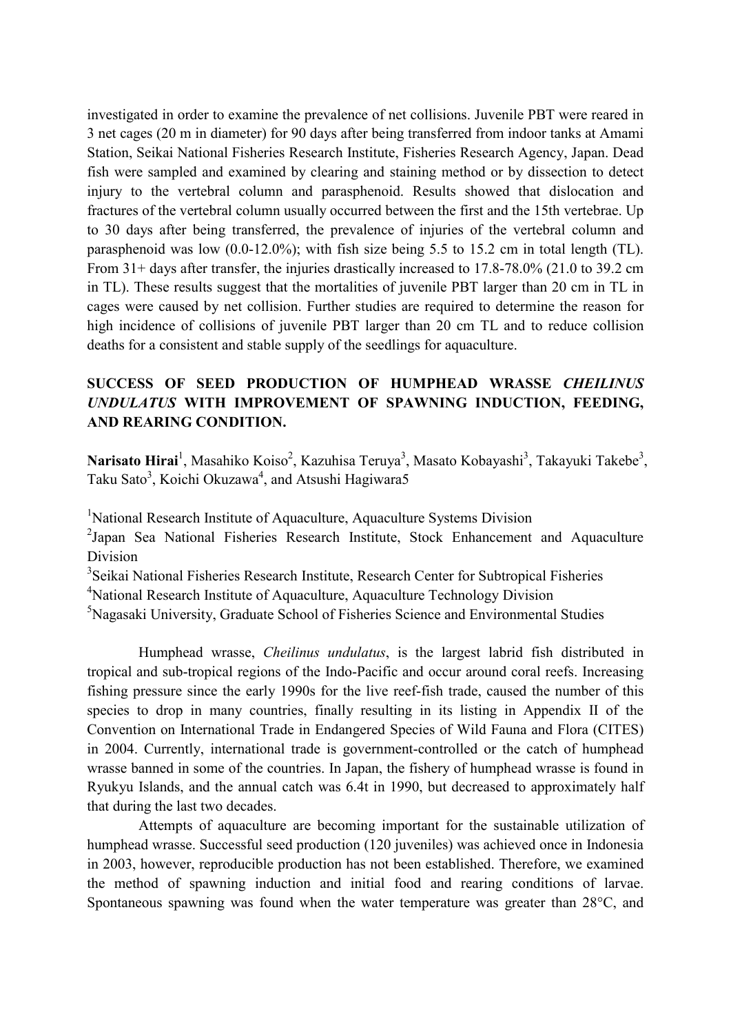investigated in order to examine the prevalence of net collisions. Juvenile PBT were reared in 3 net cages (20 m in diameter) for 90 days after being transferred from indoor tanks at Amami Station, Seikai National Fisheries Research Institute, Fisheries Research Agency, Japan. Dead fish were sampled and examined by clearing and staining method or by dissection to detect injury to the vertebral column and parasphenoid. Results showed that dislocation and fractures of the vertebral column usually occurred between the first and the 15th vertebrae. Up to 30 days after being transferred, the prevalence of injuries of the vertebral column and parasphenoid was low (0.0-12.0%); with fish size being 5.5 to 15.2 cm in total length (TL). From 31+ days after transfer, the injuries drastically increased to 17.8-78.0% (21.0 to 39.2 cm in TL). These results suggest that the mortalities of juvenile PBT larger than 20 cm in TL in cages were caused by net collision. Further studies are required to determine the reason for high incidence of collisions of juvenile PBT larger than 20 cm TL and to reduce collision deaths for a consistent and stable supply of the seedlings for aquaculture.

## SUCCESS OF SEED PRODUCTION OF HUMPHEAD WRASSE *CHEILINUS UNDULATUS* WITH IMPROVEMENT OF SPAWNING INDUCTION, FEEDING, AND REARING CONDITION.

**Narisato Hirai**[1], Masahiko Koiso[2], Kazuhisa Teruya[3], Masato Kobayashi[3], Takayuki Takebe[3], Taku Sato[3], Koichi Okuzawa[4], and Atsushi Hagiwara5

[1]National Research Institute of Aquaculture, Aquaculture Systems Division
[2]Japan Sea National Fisheries Research Institute, Stock Enhancement and Aquaculture Division
[3]Seikai National Fisheries Research Institute, Research Center for Subtropical Fisheries
[4]National Research Institute of Aquaculture, Aquaculture Technology Division
[5]Nagasaki University, Graduate School of Fisheries Science and Environmental Studies

Humphead wrasse, *Cheilinus undulatus*, is the largest labrid fish distributed in tropical and sub-tropical regions of the Indo-Pacific and occur around coral reefs. Increasing fishing pressure since the early 1990s for the live reef-fish trade, caused the number of this species to drop in many countries, finally resulting in its listing in Appendix II of the Convention on International Trade in Endangered Species of Wild Fauna and Flora (CITES) in 2004. Currently, international trade is government-controlled or the catch of humphead wrasse banned in some of the countries. In Japan, the fishery of humphead wrasse is found in Ryukyu Islands, and the annual catch was 6.4t in 1990, but decreased to approximately half that during the last two decades.

Attempts of aquaculture are becoming important for the sustainable utilization of humphead wrasse. Successful seed production (120 juveniles) was achieved once in Indonesia in 2003, however, reproducible production has not been established. Therefore, we examined the method of spawning induction and initial food and rearing conditions of larvae. Spontaneous spawning was found when the water temperature was greater than 28°C, and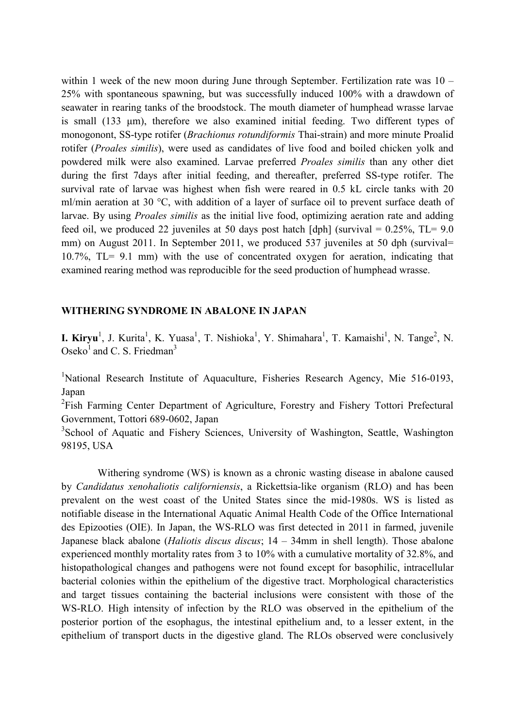within 1 week of the new moon during June through September. Fertilization rate was 10 – 25% with spontaneous spawning, but was successfully induced 100% with a drawdown of seawater in rearing tanks of the broodstock. The mouth diameter of humphead wrasse larvae is small (133 μm), therefore we also examined initial feeding. Two different types of monogonont, SS-type rotifer (*Brachionus rotundiformis* Thai-strain) and more minute Proalid rotifer (*Proales similis*), were used as candidates of live food and boiled chicken yolk and powdered milk were also examined. Larvae preferred *Proales similis* than any other diet during the first 7days after initial feeding, and thereafter, preferred SS-type rotifer. The survival rate of larvae was highest when fish were reared in 0.5 kL circle tanks with 20 ml/min aeration at 30 °C, with addition of a layer of surface oil to prevent surface death of larvae. By using *Proales similis* as the initial live food, optimizing aeration rate and adding feed oil, we produced 22 juveniles at 50 days post hatch [dph] (survival = 0.25%, TL= 9.0 mm) on August 2011. In September 2011, we produced 537 juveniles at 50 dph (survival= 10.7%, TL= 9.1 mm) with the use of concentrated oxygen for aeration, indicating that examined rearing method was reproducible for the seed production of humphead wrasse.

## WITHERING SYNDROME IN ABALONE IN JAPAN

**I. Kiryu**[1], J. Kurita[1], K. Yuasa[1], T. Nishioka[1], Y. Shimahara[1], T. Kamaishi[1], N. Tange[2], N. Oseko[1] and C. S. Friedman[3]

[1]National Research Institute of Aquaculture, Fisheries Research Agency, Mie 516-0193, Japan

[2]Fish Farming Center Department of Agriculture, Forestry and Fishery Tottori Prefectural Government, Tottori 689-0602, Japan

[3]School of Aquatic and Fishery Sciences, University of Washington, Seattle, Washington 98195, USA

Withering syndrome (WS) is known as a chronic wasting disease in abalone caused by *Candidatus xenohaliotis californiensis*, a Rickettsia-like organism (RLO) and has been prevalent on the west coast of the United States since the mid-1980s. WS is listed as notifiable disease in the International Aquatic Animal Health Code of the Office International des Epizooties (OIE). In Japan, the WS-RLO was first detected in 2011 in farmed, juvenile Japanese black abalone (*Haliotis discus discus*; 14 – 34mm in shell length). Those abalone experienced monthly mortality rates from 3 to 10% with a cumulative mortality of 32.8%, and histopathological changes and pathogens were not found except for basophilic, intracellular bacterial colonies within the epithelium of the digestive tract. Morphological characteristics and target tissues containing the bacterial inclusions were consistent with those of the WS-RLO. High intensity of infection by the RLO was observed in the epithelium of the posterior portion of the esophagus, the intestinal epithelium and, to a lesser extent, in the epithelium of transport ducts in the digestive gland. The RLOs observed were conclusively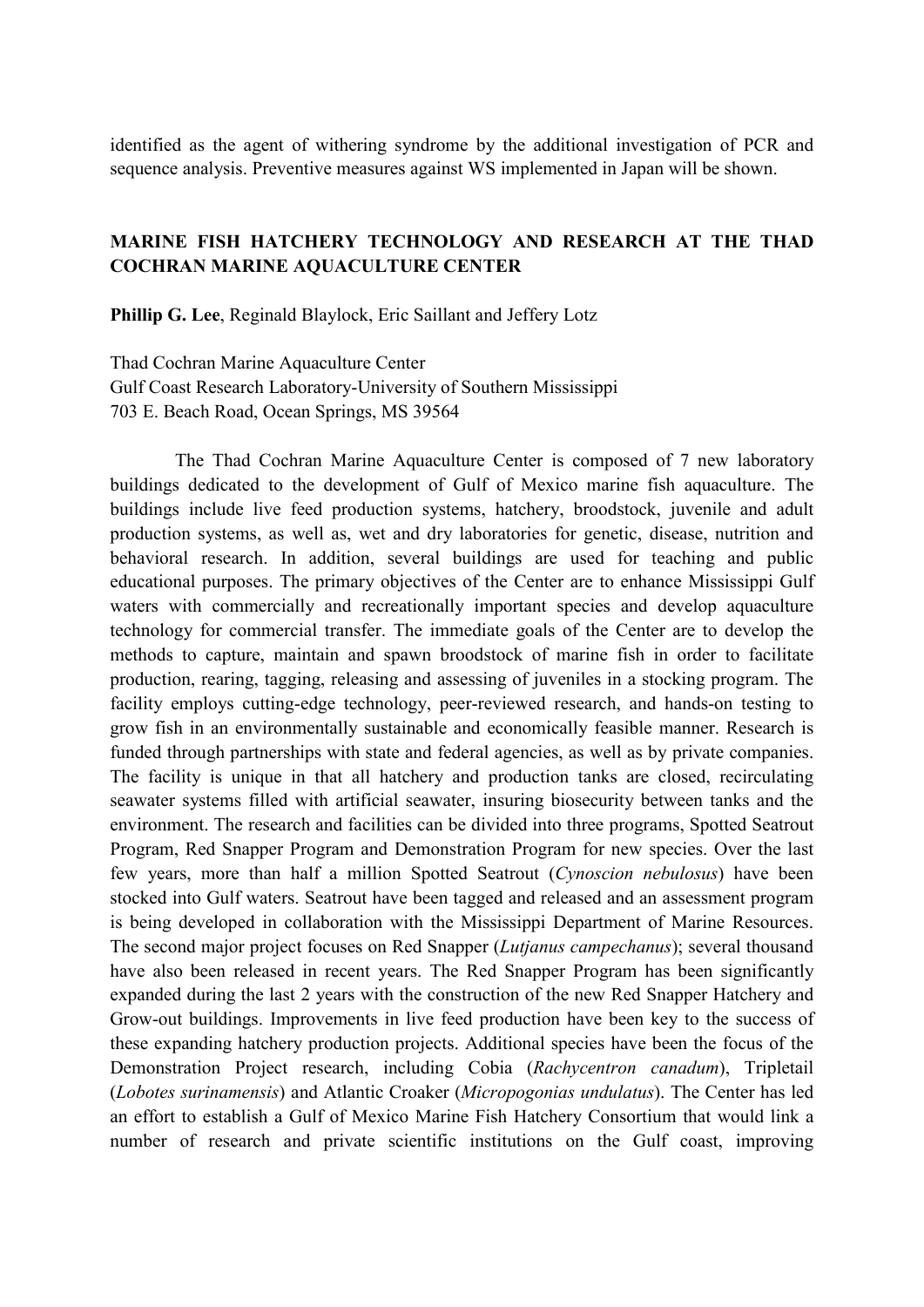identified as the agent of withering syndrome by the additional investigation of PCR and sequence analysis. Preventive measures against WS implemented in Japan will be shown.

## MARINE FISH HATCHERY TECHNOLOGY AND RESEARCH AT THE THAD COCHRAN MARINE AQUACULTURE CENTER

**Phillip G. Lee**, Reginald Blaylock, Eric Saillant and Jeffery Lotz

Thad Cochran Marine Aquaculture Center
Gulf Coast Research Laboratory-University of Southern Mississippi
703 E. Beach Road, Ocean Springs, MS 39564

The Thad Cochran Marine Aquaculture Center is composed of 7 new laboratory buildings dedicated to the development of Gulf of Mexico marine fish aquaculture. The buildings include live feed production systems, hatchery, broodstock, juvenile and adult production systems, as well as, wet and dry laboratories for genetic, disease, nutrition and behavioral research. In addition, several buildings are used for teaching and public educational purposes. The primary objectives of the Center are to enhance Mississippi Gulf waters with commercially and recreationally important species and develop aquaculture technology for commercial transfer. The immediate goals of the Center are to develop the methods to capture, maintain and spawn broodstock of marine fish in order to facilitate production, rearing, tagging, releasing and assessing of juveniles in a stocking program. The facility employs cutting-edge technology, peer-reviewed research, and hands-on testing to grow fish in an environmentally sustainable and economically feasible manner. Research is funded through partnerships with state and federal agencies, as well as by private companies. The facility is unique in that all hatchery and production tanks are closed, recirculating seawater systems filled with artificial seawater, insuring biosecurity between tanks and the environment. The research and facilities can be divided into three programs, Spotted Seatrout Program, Red Snapper Program and Demonstration Program for new species. Over the last few years, more than half a million Spotted Seatrout (*Cynoscion nebulosus*) have been stocked into Gulf waters. Seatrout have been tagged and released and an assessment program is being developed in collaboration with the Mississippi Department of Marine Resources. The second major project focuses on Red Snapper (*Lutjanus campechanus*); several thousand have also been released in recent years. The Red Snapper Program has been significantly expanded during the last 2 years with the construction of the new Red Snapper Hatchery and Grow-out buildings. Improvements in live feed production have been key to the success of these expanding hatchery production projects. Additional species have been the focus of the Demonstration Project research, including Cobia (*Rachycentron canadum*), Tripletail (*Lobotes surinamensis*) and Atlantic Croaker (*Micropogonias undulatus*). The Center has led an effort to establish a Gulf of Mexico Marine Fish Hatchery Consortium that would link a number of research and private scientific institutions on the Gulf coast, improving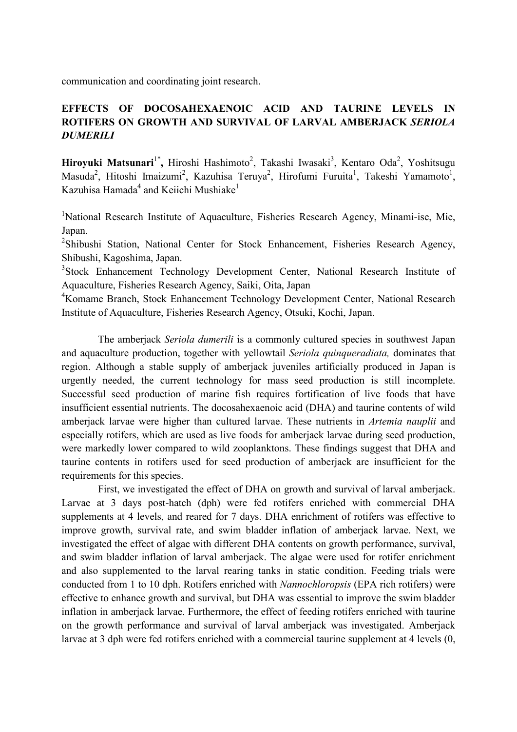communication and coordinating joint research.

## EFFECTS OF DOCOSAHEXAENOIC ACID AND TAURINE LEVELS IN ROTIFERS ON GROWTH AND SURVIVAL OF LARVAL AMBERJACK *SERIOLA DUMERILI*

**Hiroyuki Matsunari**[1*], Hiroshi Hashimoto[2], Takashi Iwasaki[3], Kentaro Oda[2], Yoshitsugu Masuda[2], Hitoshi Imaizumi[2], Kazuhisa Teruya[2], Hirofumi Furuita[1], Takeshi Yamamoto[1], Kazuhisa Hamada[4] and Keiichi Mushiake[1]

[1]National Research Institute of Aquaculture, Fisheries Research Agency, Minami-ise, Mie, Japan.
[2]Shibushi Station, National Center for Stock Enhancement, Fisheries Research Agency, Shibushi, Kagoshima, Japan.
[3]Stock Enhancement Technology Development Center, National Research Institute of Aquaculture, Fisheries Research Agency, Saiki, Oita, Japan
[4]Komame Branch, Stock Enhancement Technology Development Center, National Research Institute of Aquaculture, Fisheries Research Agency, Otsuki, Kochi, Japan.

The amberjack *Seriola dumerili* is a commonly cultured species in southwest Japan and aquaculture production, together with yellowtail *Seriola quinqueradiata,* dominates that region. Although a stable supply of amberjack juveniles artificially produced in Japan is urgently needed, the current technology for mass seed production is still incomplete. Successful seed production of marine fish requires fortification of live foods that have insufficient essential nutrients. The docosahexaenoic acid (DHA) and taurine contents of wild amberjack larvae were higher than cultured larvae. These nutrients in *Artemia nauplii* and especially rotifers, which are used as live foods for amberjack larvae during seed production, were markedly lower compared to wild zooplanktons. These findings suggest that DHA and taurine contents in rotifers used for seed production of amberjack are insufficient for the requirements for this species.

First, we investigated the effect of DHA on growth and survival of larval amberjack. Larvae at 3 days post-hatch (dph) were fed rotifers enriched with commercial DHA supplements at 4 levels, and reared for 7 days. DHA enrichment of rotifers was effective to improve growth, survival rate, and swim bladder inflation of amberjack larvae. Next, we investigated the effect of algae with different DHA contents on growth performance, survival, and swim bladder inflation of larval amberjack. The algae were used for rotifer enrichment and also supplemented to the larval rearing tanks in static condition. Feeding trials were conducted from 1 to 10 dph. Rotifers enriched with *Nannochloropsis* (EPA rich rotifers) were effective to enhance growth and survival, but DHA was essential to improve the swim bladder inflation in amberjack larvae. Furthermore, the effect of feeding rotifers enriched with taurine on the growth performance and survival of larval amberjack was investigated. Amberjack larvae at 3 dph were fed rotifers enriched with a commercial taurine supplement at 4 levels (0,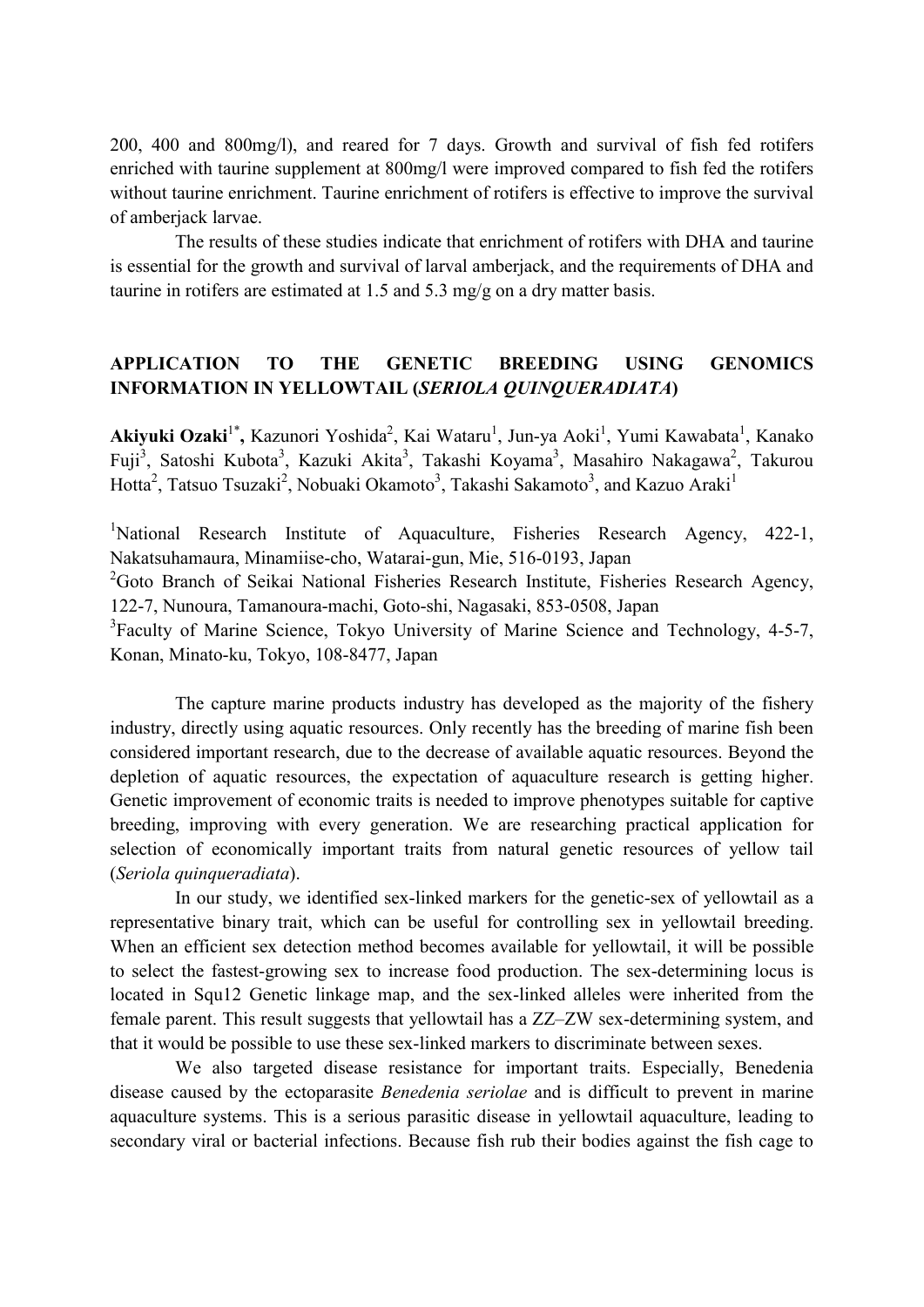200, 400 and 800mg/l), and reared for 7 days. Growth and survival of fish fed rotifers enriched with taurine supplement at 800mg/l were improved compared to fish fed the rotifers without taurine enrichment. Taurine enrichment of rotifers is effective to improve the survival of amberjack larvae.

The results of these studies indicate that enrichment of rotifers with DHA and taurine is essential for the growth and survival of larval amberjack, and the requirements of DHA and taurine in rotifers are estimated at 1.5 and 5.3 mg/g on a dry matter basis.

## APPLICATION TO THE GENETIC BREEDING USING GENOMICS INFORMATION IN YELLOWTAIL (*SERIOLA QUINQUERADIATA*)

**Akiyuki Ozaki**[1*], Kazunori Yoshida[2], Kai Wataru[1], Jun-ya Aoki[1], Yumi Kawabata[1], Kanako Fuji[3], Satoshi Kubota[3], Kazuki Akita[3], Takashi Koyama[3], Masahiro Nakagawa[2], Takurou Hotta[2], Tatsuo Tsuzaki[2], Nobuaki Okamoto[3], Takashi Sakamoto[3], and Kazuo Araki[1]

[1]National Research Institute of Aquaculture, Fisheries Research Agency, 422-1, Nakatsuhamaura, Minamiise-cho, Watarai-gun, Mie, 516-0193, Japan

[2]Goto Branch of Seikai National Fisheries Research Institute, Fisheries Research Agency, 122-7, Nunoura, Tamanoura-machi, Goto-shi, Nagasaki, 853-0508, Japan

[3]Faculty of Marine Science, Tokyo University of Marine Science and Technology, 4-5-7, Konan, Minato-ku, Tokyo, 108-8477, Japan

The capture marine products industry has developed as the majority of the fishery industry, directly using aquatic resources. Only recently has the breeding of marine fish been considered important research, due to the decrease of available aquatic resources. Beyond the depletion of aquatic resources, the expectation of aquaculture research is getting higher. Genetic improvement of economic traits is needed to improve phenotypes suitable for captive breeding, improving with every generation. We are researching practical application for selection of economically important traits from natural genetic resources of yellow tail (*Seriola quinqueradiata*).

In our study, we identified sex-linked markers for the genetic-sex of yellowtail as a representative binary trait, which can be useful for controlling sex in yellowtail breeding. When an efficient sex detection method becomes available for yellowtail, it will be possible to select the fastest-growing sex to increase food production. The sex-determining locus is located in Squ12 Genetic linkage map, and the sex-linked alleles were inherited from the female parent. This result suggests that yellowtail has a ZZ–ZW sex-determining system, and that it would be possible to use these sex-linked markers to discriminate between sexes.

We also targeted disease resistance for important traits. Especially, Benedenia disease caused by the ectoparasite *Benedenia seriolae* and is difficult to prevent in marine aquaculture systems. This is a serious parasitic disease in yellowtail aquaculture, leading to secondary viral or bacterial infections. Because fish rub their bodies against the fish cage to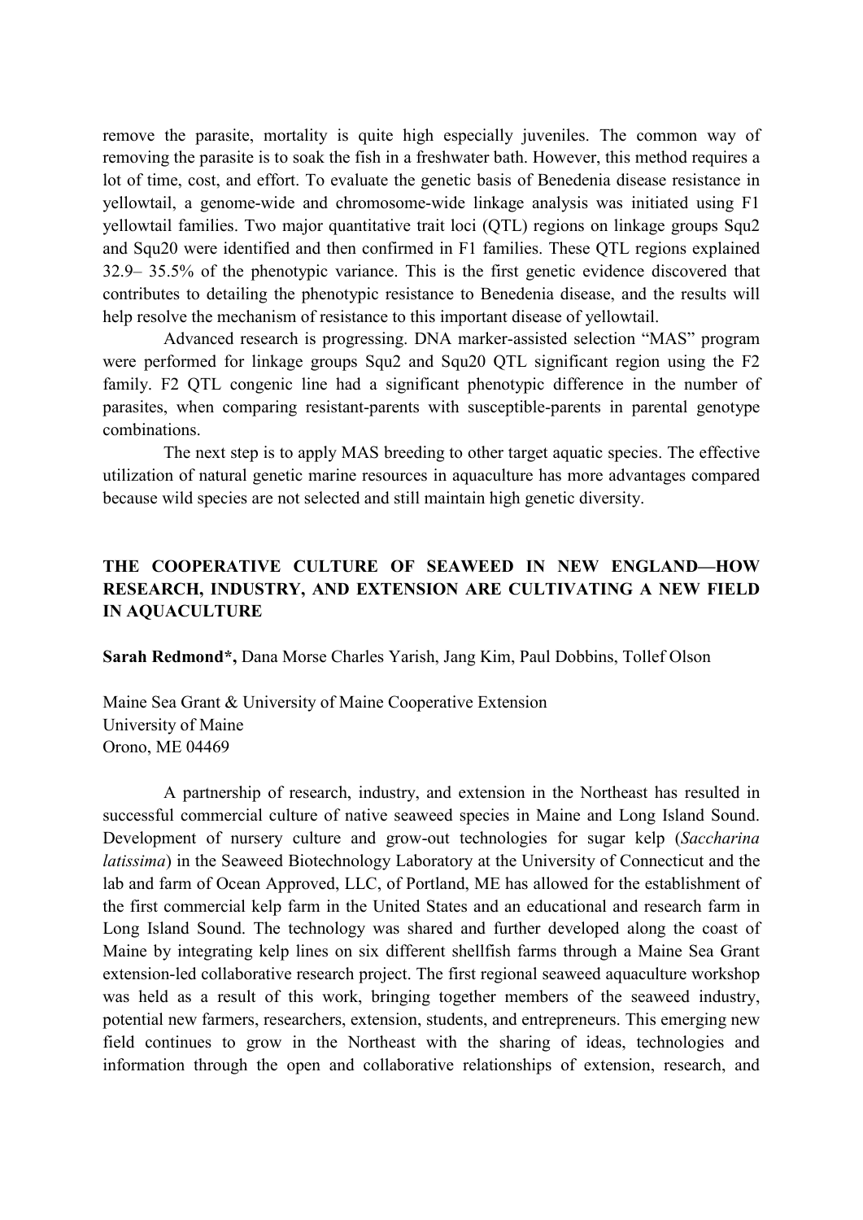remove the parasite, mortality is quite high especially juveniles. The common way of removing the parasite is to soak the fish in a freshwater bath. However, this method requires a lot of time, cost, and effort. To evaluate the genetic basis of Benedenia disease resistance in yellowtail, a genome-wide and chromosome-wide linkage analysis was initiated using F1 yellowtail families. Two major quantitative trait loci (QTL) regions on linkage groups Squ2 and Squ20 were identified and then confirmed in F1 families. These QTL regions explained 32.9– 35.5% of the phenotypic variance. This is the first genetic evidence discovered that contributes to detailing the phenotypic resistance to Benedenia disease, and the results will help resolve the mechanism of resistance to this important disease of yellowtail.

Advanced research is progressing. DNA marker-assisted selection "MAS" program were performed for linkage groups Squ2 and Squ20 QTL significant region using the F2 family. F2 QTL congenic line had a significant phenotypic difference in the number of parasites, when comparing resistant-parents with susceptible-parents in parental genotype combinations.

The next step is to apply MAS breeding to other target aquatic species. The effective utilization of natural genetic marine resources in aquaculture has more advantages compared because wild species are not selected and still maintain high genetic diversity.

## THE COOPERATIVE CULTURE OF SEAWEED IN NEW ENGLAND—HOW RESEARCH, INDUSTRY, AND EXTENSION ARE CULTIVATING A NEW FIELD IN AQUACULTURE

**Sarah Redmond\*,** Dana Morse Charles Yarish, Jang Kim, Paul Dobbins, Tollef Olson

Maine Sea Grant & University of Maine Cooperative Extension
University of Maine
Orono, ME 04469

A partnership of research, industry, and extension in the Northeast has resulted in successful commercial culture of native seaweed species in Maine and Long Island Sound. Development of nursery culture and grow-out technologies for sugar kelp (*Saccharina latissima*) in the Seaweed Biotechnology Laboratory at the University of Connecticut and the lab and farm of Ocean Approved, LLC, of Portland, ME has allowed for the establishment of the first commercial kelp farm in the United States and an educational and research farm in Long Island Sound. The technology was shared and further developed along the coast of Maine by integrating kelp lines on six different shellfish farms through a Maine Sea Grant extension-led collaborative research project. The first regional seaweed aquaculture workshop was held as a result of this work, bringing together members of the seaweed industry, potential new farmers, researchers, extension, students, and entrepreneurs. This emerging new field continues to grow in the Northeast with the sharing of ideas, technologies and information through the open and collaborative relationships of extension, research, and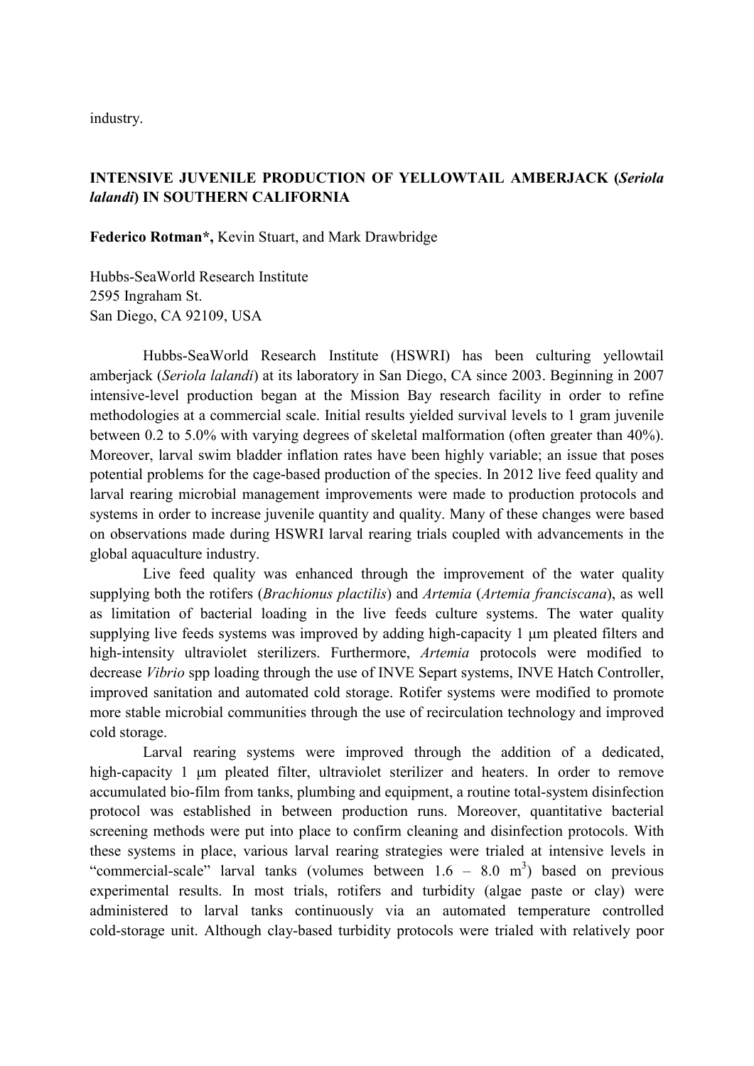industry.

## INTENSIVE JUVENILE PRODUCTION OF YELLOWTAIL AMBERJACK (*Seriola lalandi*) IN SOUTHERN CALIFORNIA

**Federico Rotman\***, Kevin Stuart, and Mark Drawbridge

Hubbs-SeaWorld Research Institute
2595 Ingraham St.
San Diego, CA 92109, USA

Hubbs-SeaWorld Research Institute (HSWRI) has been culturing yellowtail amberjack (*Seriola lalandi*) at its laboratory in San Diego, CA since 2003. Beginning in 2007 intensive-level production began at the Mission Bay research facility in order to refine methodologies at a commercial scale. Initial results yielded survival levels to 1 gram juvenile between 0.2 to 5.0% with varying degrees of skeletal malformation (often greater than 40%). Moreover, larval swim bladder inflation rates have been highly variable; an issue that poses potential problems for the cage-based production of the species. In 2012 live feed quality and larval rearing microbial management improvements were made to production protocols and systems in order to increase juvenile quantity and quality. Many of these changes were based on observations made during HSWRI larval rearing trials coupled with advancements in the global aquaculture industry.

Live feed quality was enhanced through the improvement of the water quality supplying both the rotifers (*Brachionus plactilis*) and *Artemia* (*Artemia franciscana*), as well as limitation of bacterial loading in the live feeds culture systems. The water quality supplying live feeds systems was improved by adding high-capacity 1 µm pleated filters and high-intensity ultraviolet sterilizers. Furthermore, *Artemia* protocols were modified to decrease *Vibrio* spp loading through the use of INVE Separt systems, INVE Hatch Controller, improved sanitation and automated cold storage. Rotifer systems were modified to promote more stable microbial communities through the use of recirculation technology and improved cold storage.

Larval rearing systems were improved through the addition of a dedicated, high-capacity 1 µm pleated filter, ultraviolet sterilizer and heaters. In order to remove accumulated bio-film from tanks, plumbing and equipment, a routine total-system disinfection protocol was established in between production runs. Moreover, quantitative bacterial screening methods were put into place to confirm cleaning and disinfection protocols. With these systems in place, various larval rearing strategies were trialed at intensive levels in "commercial-scale" larval tanks (volumes between 1.6 – 8.0 $m^3$) based on previous experimental results. In most trials, rotifers and turbidity (algae paste or clay) were administered to larval tanks continuously via an automated temperature controlled cold-storage unit. Although clay-based turbidity protocols were trialed with relatively poor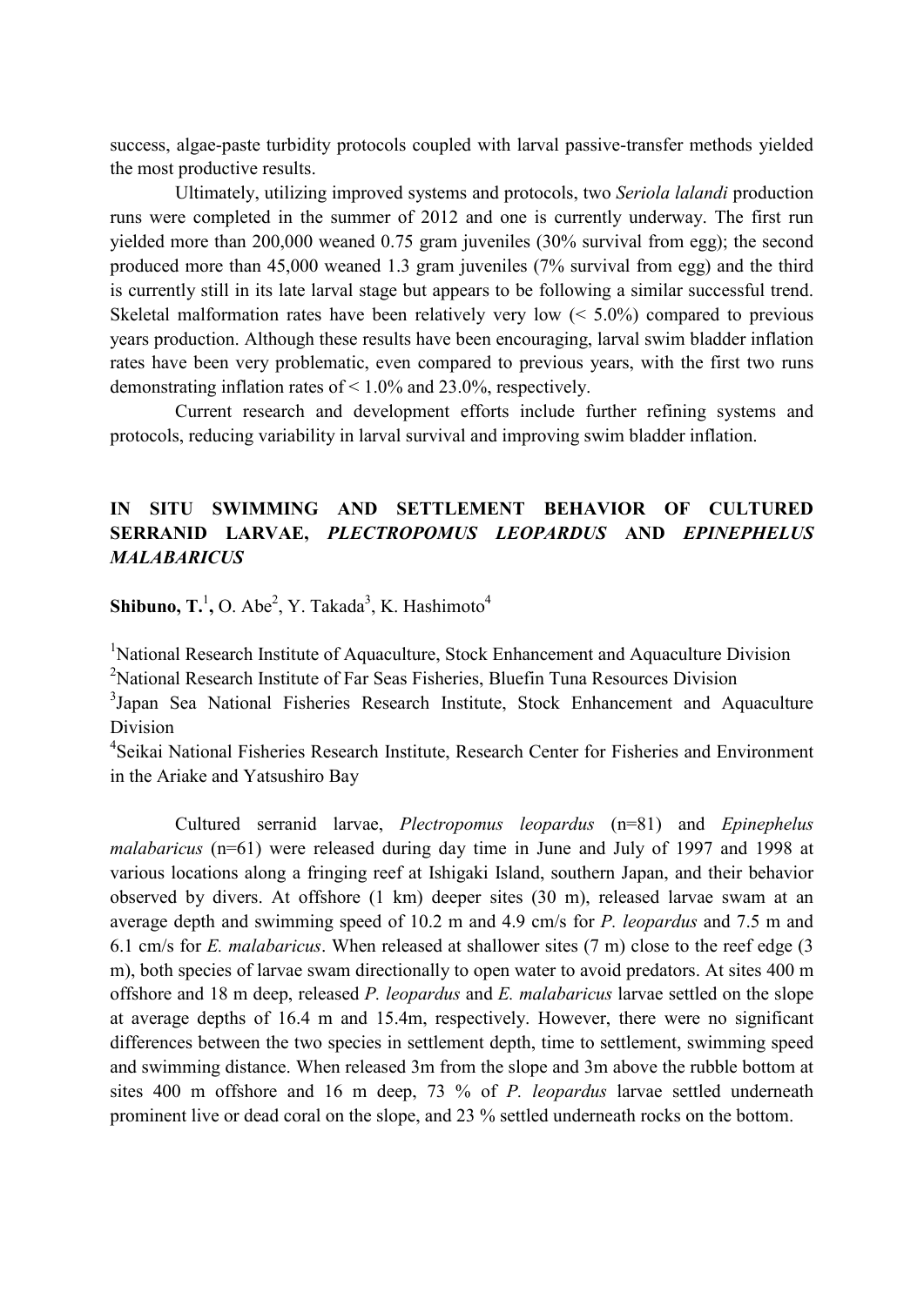success, algae-paste turbidity protocols coupled with larval passive-transfer methods yielded the most productive results.

Ultimately, utilizing improved systems and protocols, two *Seriola lalandi* production runs were completed in the summer of 2012 and one is currently underway. The first run yielded more than 200,000 weaned 0.75 gram juveniles (30% survival from egg); the second produced more than 45,000 weaned 1.3 gram juveniles (7% survival from egg) and the third is currently still in its late larval stage but appears to be following a similar successful trend. Skeletal malformation rates have been relatively very low (< 5.0%) compared to previous years production. Although these results have been encouraging, larval swim bladder inflation rates have been very problematic, even compared to previous years, with the first two runs demonstrating inflation rates of < 1.0% and 23.0%, respectively.

Current research and development efforts include further refining systems and protocols, reducing variability in larval survival and improving swim bladder inflation.

## IN SITU SWIMMING AND SETTLEMENT BEHAVIOR OF CULTURED SERRANID LARVAE, *PLECTROPOMUS LEOPARDUS* AND *EPINEPHELUS MALABARICUS*

**Shibuno, T.**[1]**,** O. Abe[2], Y. Takada[3], K. Hashimoto[4]

[1]National Research Institute of Aquaculture, Stock Enhancement and Aquaculture Division
[2]National Research Institute of Far Seas Fisheries, Bluefin Tuna Resources Division
[3]Japan Sea National Fisheries Research Institute, Stock Enhancement and Aquaculture Division
[4]Seikai National Fisheries Research Institute, Research Center for Fisheries and Environment in the Ariake and Yatsushiro Bay

Cultured serranid larvae, *Plectropomus leopardus* (n=81) and *Epinephelus malabaricus* (n=61) were released during day time in June and July of 1997 and 1998 at various locations along a fringing reef at Ishigaki Island, southern Japan, and their behavior observed by divers. At offshore (1 km) deeper sites (30 m), released larvae swam at an average depth and swimming speed of 10.2 m and 4.9 cm/s for *P. leopardus* and 7.5 m and 6.1 cm/s for *E. malabaricus*. When released at shallower sites (7 m) close to the reef edge (3 m), both species of larvae swam directionally to open water to avoid predators. At sites 400 m offshore and 18 m deep, released *P. leopardus* and *E. malabaricus* larvae settled on the slope at average depths of 16.4 m and 15.4m, respectively. However, there were no significant differences between the two species in settlement depth, time to settlement, swimming speed and swimming distance. When released 3m from the slope and 3m above the rubble bottom at sites 400 m offshore and 16 m deep, 73 % of *P. leopardus* larvae settled underneath prominent live or dead coral on the slope, and 23 % settled underneath rocks on the bottom.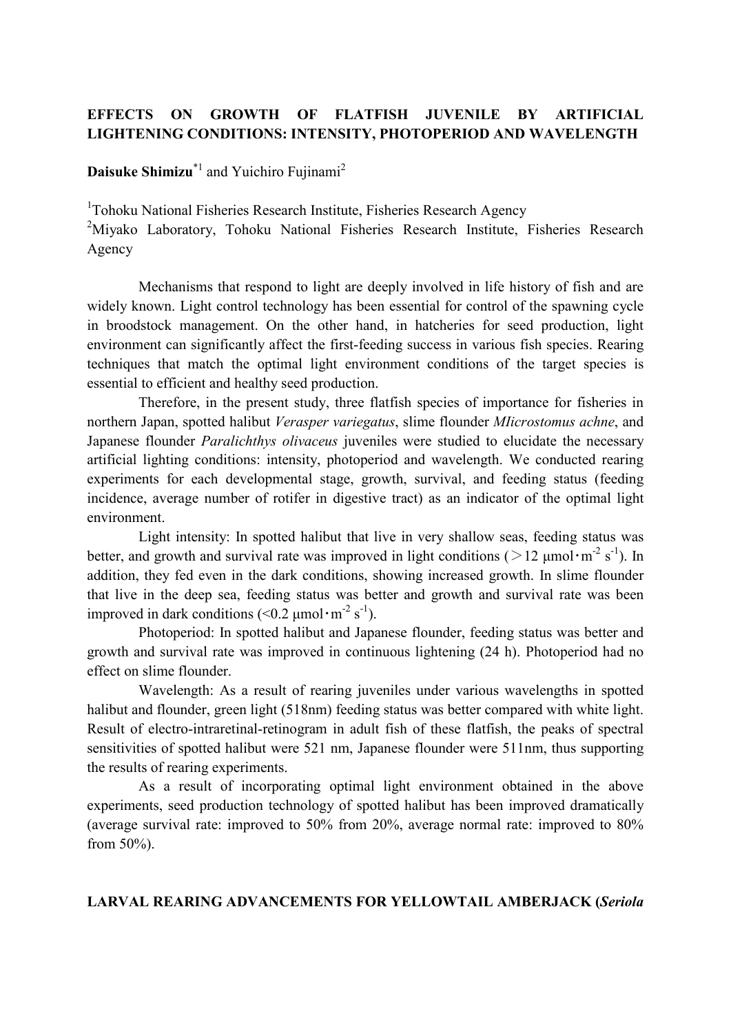## EFFECTS ON GROWTH OF FLATFISH JUVENILE BY ARTIFICIAL LIGHTENING CONDITIONS: INTENSITY, PHOTOPERIOD AND WAVELENGTH

**Daisuke Shimizu**[*1] and Yuichiro Fujinami[2]

[1]Tohoku National Fisheries Research Institute, Fisheries Research Agency
[2]Miyako Laboratory, Tohoku National Fisheries Research Institute, Fisheries Research Agency

Mechanisms that respond to light are deeply involved in life history of fish and are widely known. Light control technology has been essential for control of the spawning cycle in broodstock management. On the other hand, in hatcheries for seed production, light environment can significantly affect the first-feeding success in various fish species. Rearing techniques that match the optimal light environment conditions of the target species is essential to efficient and healthy seed production.

Therefore, in the present study, three flatfish species of importance for fisheries in northern Japan, spotted halibut *Verasper variegatus*, slime flounder *MIicrostomus achne*, and Japanese flounder *Paralichthys olivaceus* juveniles were studied to elucidate the necessary artificial lighting conditions: intensity, photoperiod and wavelength. We conducted rearing experiments for each developmental stage, growth, survival, and feeding status (feeding incidence, average number of rotifer in digestive tract) as an indicator of the optimal light environment.

Light intensity: In spotted halibut that live in very shallow seas, feeding status was better, and growth and survival rate was improved in light conditions ($>$12 μmol・m$^{-2}$ s$^{-1}$). In addition, they fed even in the dark conditions, showing increased growth. In slime flounder that live in the deep sea, feeding status was better and growth and survival rate was been improved in dark conditions ($<$0.2 μmol・m$^{-2}$ s$^{-1}$).

Photoperiod: In spotted halibut and Japanese flounder, feeding status was better and growth and survival rate was improved in continuous lightening (24 h). Photoperiod had no effect on slime flounder.

Wavelength: As a result of rearing juveniles under various wavelengths in spotted halibut and flounder, green light (518nm) feeding status was better compared with white light. Result of electro-intraretinal-retinogram in adult fish of these flatfish, the peaks of spectral sensitivities of spotted halibut were 521 nm, Japanese flounder were 511nm, thus supporting the results of rearing experiments.

As a result of incorporating optimal light environment obtained in the above experiments, seed production technology of spotted halibut has been improved dramatically (average survival rate: improved to 50% from 20%, average normal rate: improved to 80% from 50%).

## LARVAL REARING ADVANCEMENTS FOR YELLOWTAIL AMBERJACK (*Seriola*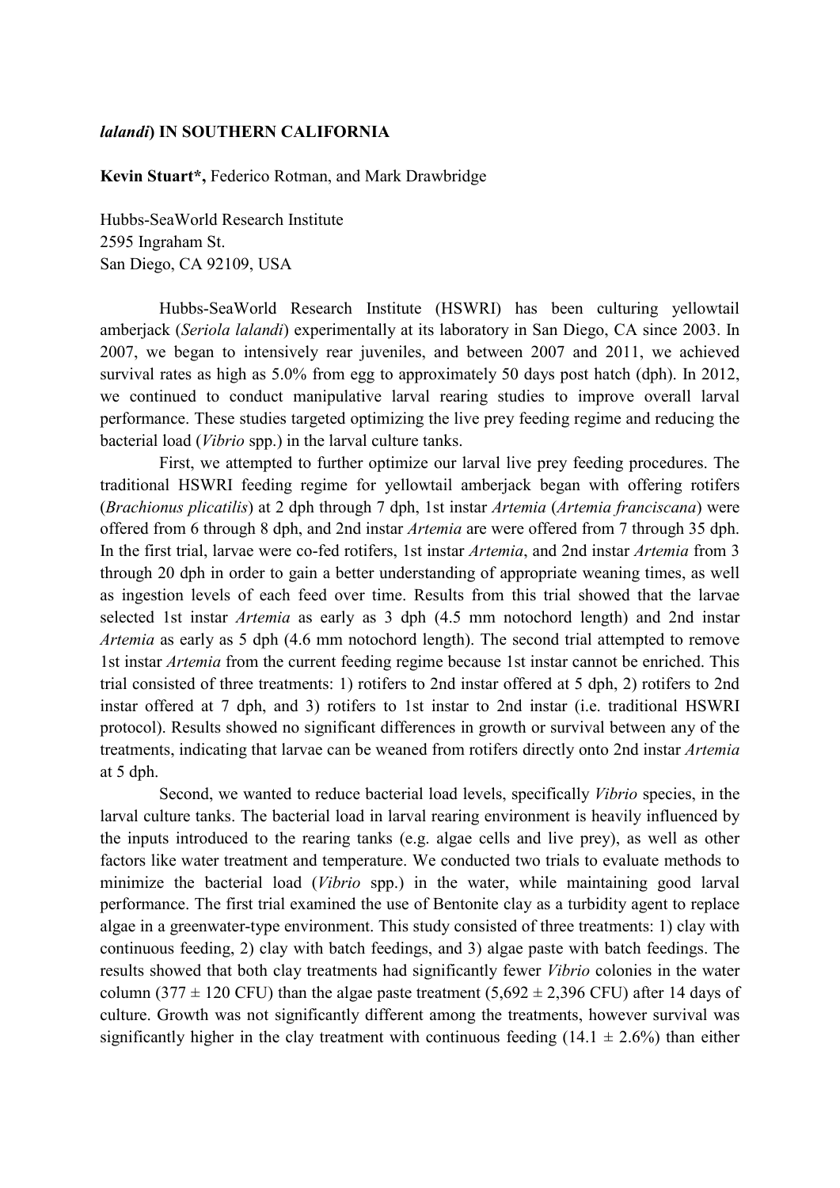***lalandi*) IN SOUTHERN CALIFORNIA**

**Kevin Stuart*,** Federico Rotman, and Mark Drawbridge

Hubbs-SeaWorld Research Institute
2595 Ingraham St.
San Diego, CA 92109, USA

Hubbs-SeaWorld Research Institute (HSWRI) has been culturing yellowtail amberjack (*Seriola lalandi*) experimentally at its laboratory in San Diego, CA since 2003. In 2007, we began to intensively rear juveniles, and between 2007 and 2011, we achieved survival rates as high as 5.0% from egg to approximately 50 days post hatch (dph). In 2012, we continued to conduct manipulative larval rearing studies to improve overall larval performance. These studies targeted optimizing the live prey feeding regime and reducing the bacterial load (*Vibrio* spp.) in the larval culture tanks.

First, we attempted to further optimize our larval live prey feeding procedures. The traditional HSWRI feeding regime for yellowtail amberjack began with offering rotifers (*Brachionus plicatilis*) at 2 dph through 7 dph, 1st instar *Artemia* (*Artemia franciscana*) were offered from 6 through 8 dph, and 2nd instar *Artemia* are were offered from 7 through 35 dph. In the first trial, larvae were co-fed rotifers, 1st instar *Artemia*, and 2nd instar *Artemia* from 3 through 20 dph in order to gain a better understanding of appropriate weaning times, as well as ingestion levels of each feed over time. Results from this trial showed that the larvae selected 1st instar *Artemia* as early as 3 dph (4.5 mm notochord length) and 2nd instar *Artemia* as early as 5 dph (4.6 mm notochord length). The second trial attempted to remove 1st instar *Artemia* from the current feeding regime because 1st instar cannot be enriched. This trial consisted of three treatments: 1) rotifers to 2nd instar offered at 5 dph, 2) rotifers to 2nd instar offered at 7 dph, and 3) rotifers to 1st instar to 2nd instar (i.e. traditional HSWRI protocol). Results showed no significant differences in growth or survival between any of the treatments, indicating that larvae can be weaned from rotifers directly onto 2nd instar *Artemia* at 5 dph.

Second, we wanted to reduce bacterial load levels, specifically *Vibrio* species, in the larval culture tanks. The bacterial load in larval rearing environment is heavily influenced by the inputs introduced to the rearing tanks (e.g. algae cells and live prey), as well as other factors like water treatment and temperature. We conducted two trials to evaluate methods to minimize the bacterial load (*Vibrio* spp.) in the water, while maintaining good larval performance. The first trial examined the use of Bentonite clay as a turbidity agent to replace algae in a greenwater-type environment. This study consisted of three treatments: 1) clay with continuous feeding, 2) clay with batch feedings, and 3) algae paste with batch feedings. The results showed that both clay treatments had significantly fewer *Vibrio* colonies in the water column ($377 \pm 120$ CFU) than the algae paste treatment ($5{,}692 \pm 2{,}396$ CFU) after 14 days of culture. Growth was not significantly different among the treatments, however survival was significantly higher in the clay treatment with continuous feeding ($14.1 \pm 2.6\%$) than either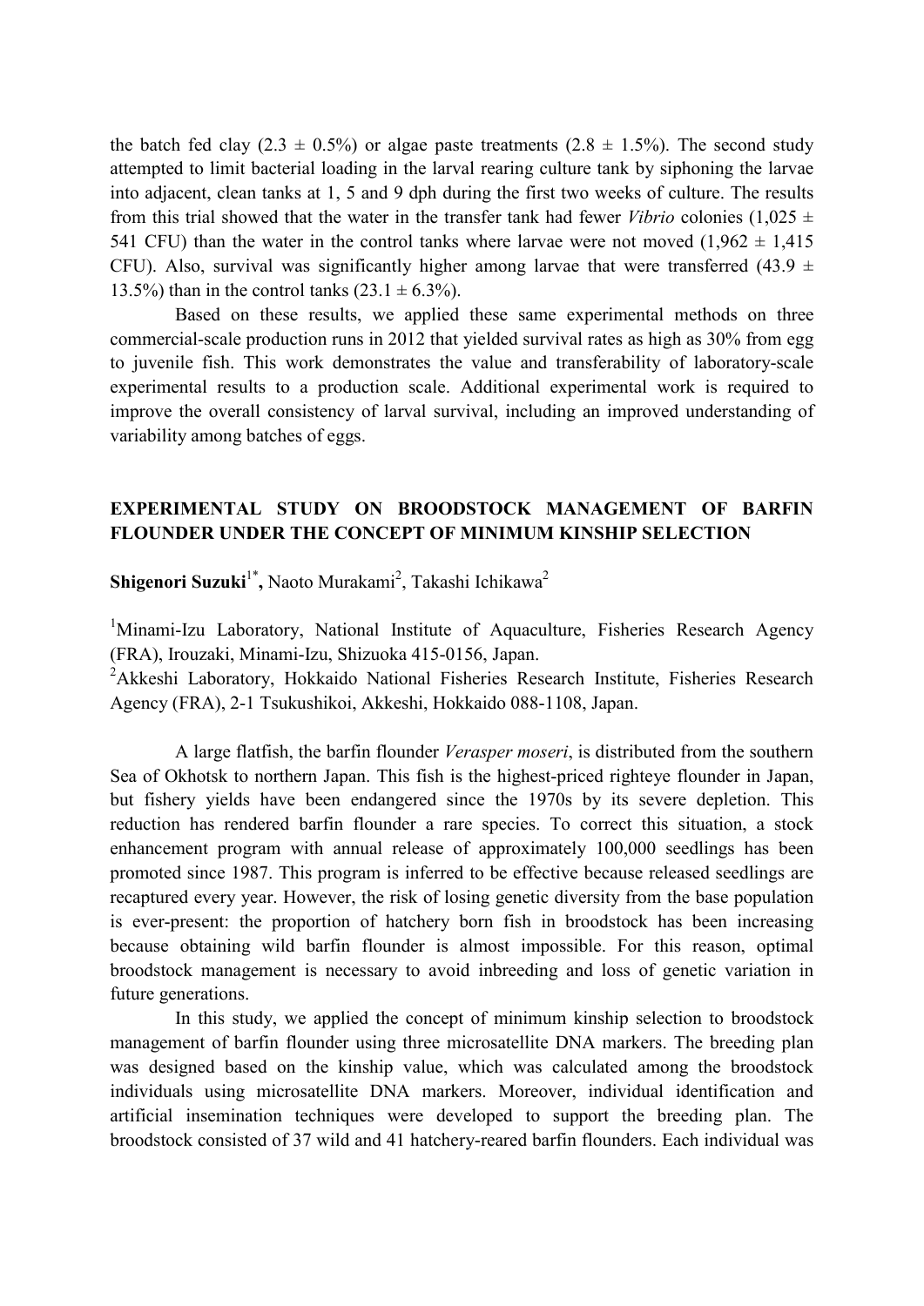the batch fed clay (2.3 ± 0.5%) or algae paste treatments (2.8 ± 1.5%). The second study attempted to limit bacterial loading in the larval rearing culture tank by siphoning the larvae into adjacent, clean tanks at 1, 5 and 9 dph during the first two weeks of culture. The results from this trial showed that the water in the transfer tank had fewer *Vibrio* colonies (1,025 ± 541 CFU) than the water in the control tanks where larvae were not moved (1,962 ± 1,415 CFU). Also, survival was significantly higher among larvae that were transferred (43.9 ± 13.5%) than in the control tanks (23.1 ± 6.3%).

Based on these results, we applied these same experimental methods on three commercial-scale production runs in 2012 that yielded survival rates as high as 30% from egg to juvenile fish. This work demonstrates the value and transferability of laboratory-scale experimental results to a production scale. Additional experimental work is required to improve the overall consistency of larval survival, including an improved understanding of variability among batches of eggs.

## EXPERIMENTAL STUDY ON BROODSTOCK MANAGEMENT OF BARFIN FLOUNDER UNDER THE CONCEPT OF MINIMUM KINSHIP SELECTION

**Shigenori Suzuki**[1*], Naoto Murakami[2], Takashi Ichikawa[2]

[1]Minami-Izu Laboratory, National Institute of Aquaculture, Fisheries Research Agency (FRA), Irouzaki, Minami-Izu, Shizuoka 415-0156, Japan.

[2]Akkeshi Laboratory, Hokkaido National Fisheries Research Institute, Fisheries Research Agency (FRA), 2-1 Tsukushikoi, Akkeshi, Hokkaido 088-1108, Japan.

A large flatfish, the barfin flounder *Verasper moseri*, is distributed from the southern Sea of Okhotsk to northern Japan. This fish is the highest-priced righteye flounder in Japan, but fishery yields have been endangered since the 1970s by its severe depletion. This reduction has rendered barfin flounder a rare species. To correct this situation, a stock enhancement program with annual release of approximately 100,000 seedlings has been promoted since 1987. This program is inferred to be effective because released seedlings are recaptured every year. However, the risk of losing genetic diversity from the base population is ever-present: the proportion of hatchery born fish in broodstock has been increasing because obtaining wild barfin flounder is almost impossible. For this reason, optimal broodstock management is necessary to avoid inbreeding and loss of genetic variation in future generations.

In this study, we applied the concept of minimum kinship selection to broodstock management of barfin flounder using three microsatellite DNA markers. The breeding plan was designed based on the kinship value, which was calculated among the broodstock individuals using microsatellite DNA markers. Moreover, individual identification and artificial insemination techniques were developed to support the breeding plan. The broodstock consisted of 37 wild and 41 hatchery-reared barfin flounders. Each individual was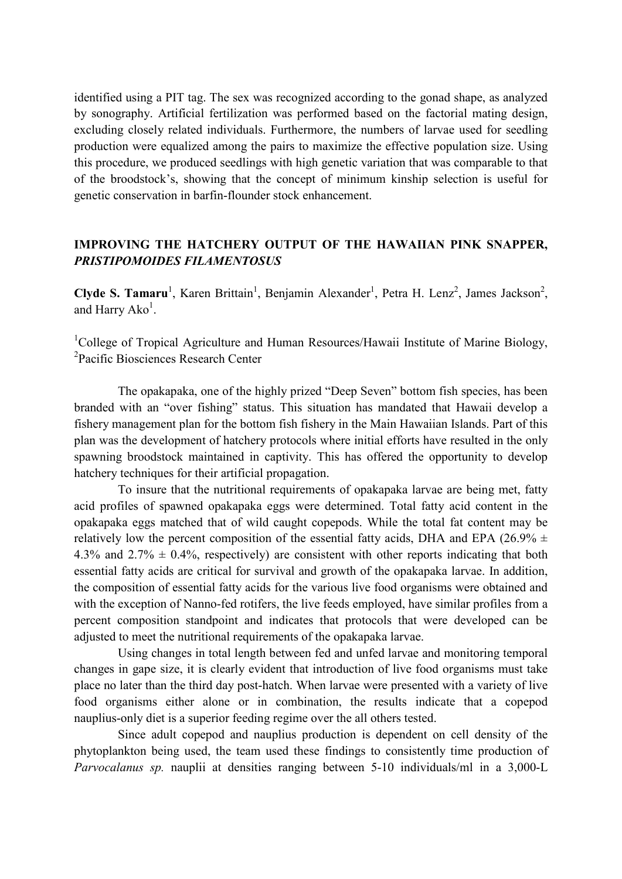identified using a PIT tag. The sex was recognized according to the gonad shape, as analyzed by sonography. Artificial fertilization was performed based on the factorial mating design, excluding closely related individuals. Furthermore, the numbers of larvae used for seedling production were equalized among the pairs to maximize the effective population size. Using this procedure, we produced seedlings with high genetic variation that was comparable to that of the broodstock's, showing that the concept of minimum kinship selection is useful for genetic conservation in barfin-flounder stock enhancement.

## IMPROVING THE HATCHERY OUTPUT OF THE HAWAIIAN PINK SNAPPER, *PRISTIPOMOIDES FILAMENTOSUS*

**Clyde S. Tamaru**[1], Karen Brittain[1], Benjamin Alexander[1], Petra H. Lenz[2], James Jackson[2], and Harry Ako[1].

[1]College of Tropical Agriculture and Human Resources/Hawaii Institute of Marine Biology, [2]Pacific Biosciences Research Center

The opakapaka, one of the highly prized "Deep Seven" bottom fish species, has been branded with an "over fishing" status. This situation has mandated that Hawaii develop a fishery management plan for the bottom fish fishery in the Main Hawaiian Islands. Part of this plan was the development of hatchery protocols where initial efforts have resulted in the only spawning broodstock maintained in captivity. This has offered the opportunity to develop hatchery techniques for their artificial propagation.

To insure that the nutritional requirements of opakapaka larvae are being met, fatty acid profiles of spawned opakapaka eggs were determined. Total fatty acid content in the opakapaka eggs matched that of wild caught copepods. While the total fat content may be relatively low the percent composition of the essential fatty acids, DHA and EPA (26.9% ± 4.3% and 2.7% ± 0.4%, respectively) are consistent with other reports indicating that both essential fatty acids are critical for survival and growth of the opakapaka larvae. In addition, the composition of essential fatty acids for the various live food organisms were obtained and with the exception of Nanno-fed rotifers, the live feeds employed, have similar profiles from a percent composition standpoint and indicates that protocols that were developed can be adjusted to meet the nutritional requirements of the opakapaka larvae.

Using changes in total length between fed and unfed larvae and monitoring temporal changes in gape size, it is clearly evident that introduction of live food organisms must take place no later than the third day post-hatch. When larvae were presented with a variety of live food organisms either alone or in combination, the results indicate that a copepod nauplius-only diet is a superior feeding regime over the all others tested.

Since adult copepod and nauplius production is dependent on cell density of the phytoplankton being used, the team used these findings to consistently time production of *Parvocalanus sp.* nauplii at densities ranging between 5-10 individuals/ml in a 3,000-L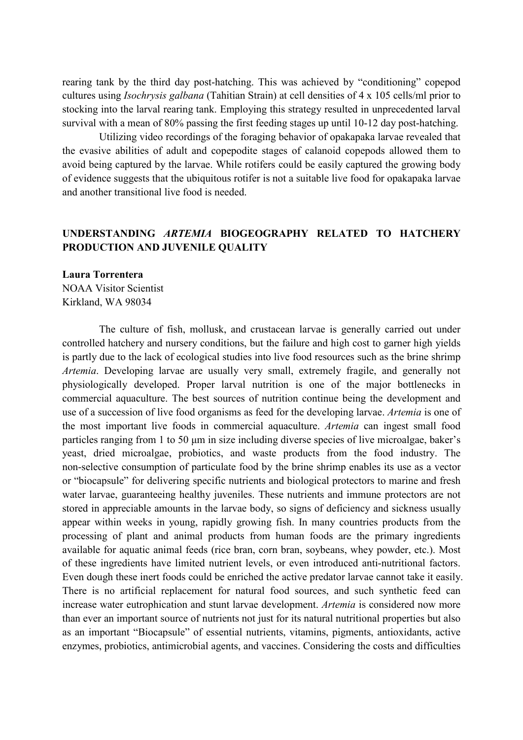rearing tank by the third day post-hatching. This was achieved by "conditioning" copepod cultures using *Isochrysis galbana* (Tahitian Strain) at cell densities of 4 x 105 cells/ml prior to stocking into the larval rearing tank. Employing this strategy resulted in unprecedented larval survival with a mean of 80% passing the first feeding stages up until 10-12 day post-hatching.

Utilizing video recordings of the foraging behavior of opakapaka larvae revealed that the evasive abilities of adult and copepodite stages of calanoid copepods allowed them to avoid being captured by the larvae. While rotifers could be easily captured the growing body of evidence suggests that the ubiquitous rotifer is not a suitable live food for opakapaka larvae and another transitional live food is needed.

## UNDERSTANDING *ARTEMIA* BIOGEOGRAPHY RELATED TO HATCHERY PRODUCTION AND JUVENILE QUALITY

**Laura Torrentera**
NOAA Visitor Scientist
Kirkland, WA 98034

The culture of fish, mollusk, and crustacean larvae is generally carried out under controlled hatchery and nursery conditions, but the failure and high cost to garner high yields is partly due to the lack of ecological studies into live food resources such as the brine shrimp *Artemia*. Developing larvae are usually very small, extremely fragile, and generally not physiologically developed. Proper larval nutrition is one of the major bottlenecks in commercial aquaculture. The best sources of nutrition continue being the development and use of a succession of live food organisms as feed for the developing larvae. *Artemia* is one of the most important live foods in commercial aquaculture. *Artemia* can ingest small food particles ranging from 1 to 50 µm in size including diverse species of live microalgae, baker's yeast, dried microalgae, probiotics, and waste products from the food industry. The non-selective consumption of particulate food by the brine shrimp enables its use as a vector or "biocapsule" for delivering specific nutrients and biological protectors to marine and fresh water larvae, guaranteeing healthy juveniles. These nutrients and immune protectors are not stored in appreciable amounts in the larvae body, so signs of deficiency and sickness usually appear within weeks in young, rapidly growing fish. In many countries products from the processing of plant and animal products from human foods are the primary ingredients available for aquatic animal feeds (rice bran, corn bran, soybeans, whey powder, etc.). Most of these ingredients have limited nutrient levels, or even introduced anti-nutritional factors. Even dough these inert foods could be enriched the active predator larvae cannot take it easily. There is no artificial replacement for natural food sources, and such synthetic feed can increase water eutrophication and stunt larvae development. *Artemia* is considered now more than ever an important source of nutrients not just for its natural nutritional properties but also as an important "Biocapsule" of essential nutrients, vitamins, pigments, antioxidants, active enzymes, probiotics, antimicrobial agents, and vaccines. Considering the costs and difficulties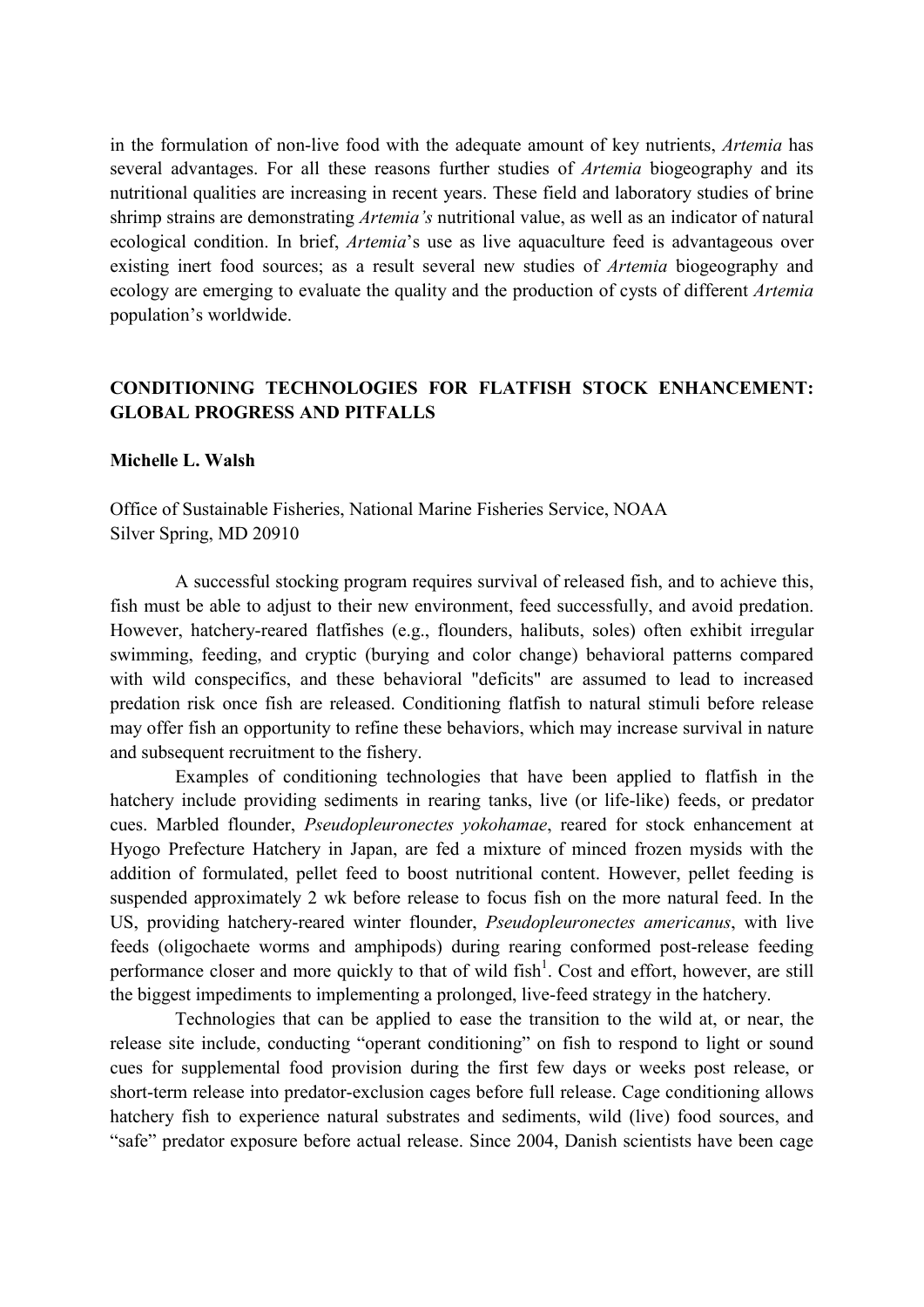in the formulation of non-live food with the adequate amount of key nutrients, *Artemia* has several advantages. For all these reasons further studies of *Artemia* biogeography and its nutritional qualities are increasing in recent years. These field and laboratory studies of brine shrimp strains are demonstrating *Artemia's* nutritional value, as well as an indicator of natural ecological condition. In brief, *Artemia*'s use as live aquaculture feed is advantageous over existing inert food sources; as a result several new studies of *Artemia* biogeography and ecology are emerging to evaluate the quality and the production of cysts of different *Artemia* population's worldwide.

## CONDITIONING TECHNOLOGIES FOR FLATFISH STOCK ENHANCEMENT: GLOBAL PROGRESS AND PITFALLS

**Michelle L. Walsh**

Office of Sustainable Fisheries, National Marine Fisheries Service, NOAA
Silver Spring, MD 20910

A successful stocking program requires survival of released fish, and to achieve this, fish must be able to adjust to their new environment, feed successfully, and avoid predation. However, hatchery-reared flatfishes (e.g., flounders, halibuts, soles) often exhibit irregular swimming, feeding, and cryptic (burying and color change) behavioral patterns compared with wild conspecifics, and these behavioral "deficits" are assumed to lead to increased predation risk once fish are released. Conditioning flatfish to natural stimuli before release may offer fish an opportunity to refine these behaviors, which may increase survival in nature and subsequent recruitment to the fishery.

Examples of conditioning technologies that have been applied to flatfish in the hatchery include providing sediments in rearing tanks, live (or life-like) feeds, or predator cues. Marbled flounder, *Pseudopleuronectes yokohamae*, reared for stock enhancement at Hyogo Prefecture Hatchery in Japan, are fed a mixture of minced frozen mysids with the addition of formulated, pellet feed to boost nutritional content. However, pellet feeding is suspended approximately 2 wk before release to focus fish on the more natural feed. In the US, providing hatchery-reared winter flounder, *Pseudopleuronectes americanus*, with live feeds (oligochaete worms and amphipods) during rearing conformed post-release feeding performance closer and more quickly to that of wild fish[1]. Cost and effort, however, are still the biggest impediments to implementing a prolonged, live-feed strategy in the hatchery.

Technologies that can be applied to ease the transition to the wild at, or near, the release site include, conducting "operant conditioning" on fish to respond to light or sound cues for supplemental food provision during the first few days or weeks post release, or short-term release into predator-exclusion cages before full release. Cage conditioning allows hatchery fish to experience natural substrates and sediments, wild (live) food sources, and "safe" predator exposure before actual release. Since 2004, Danish scientists have been cage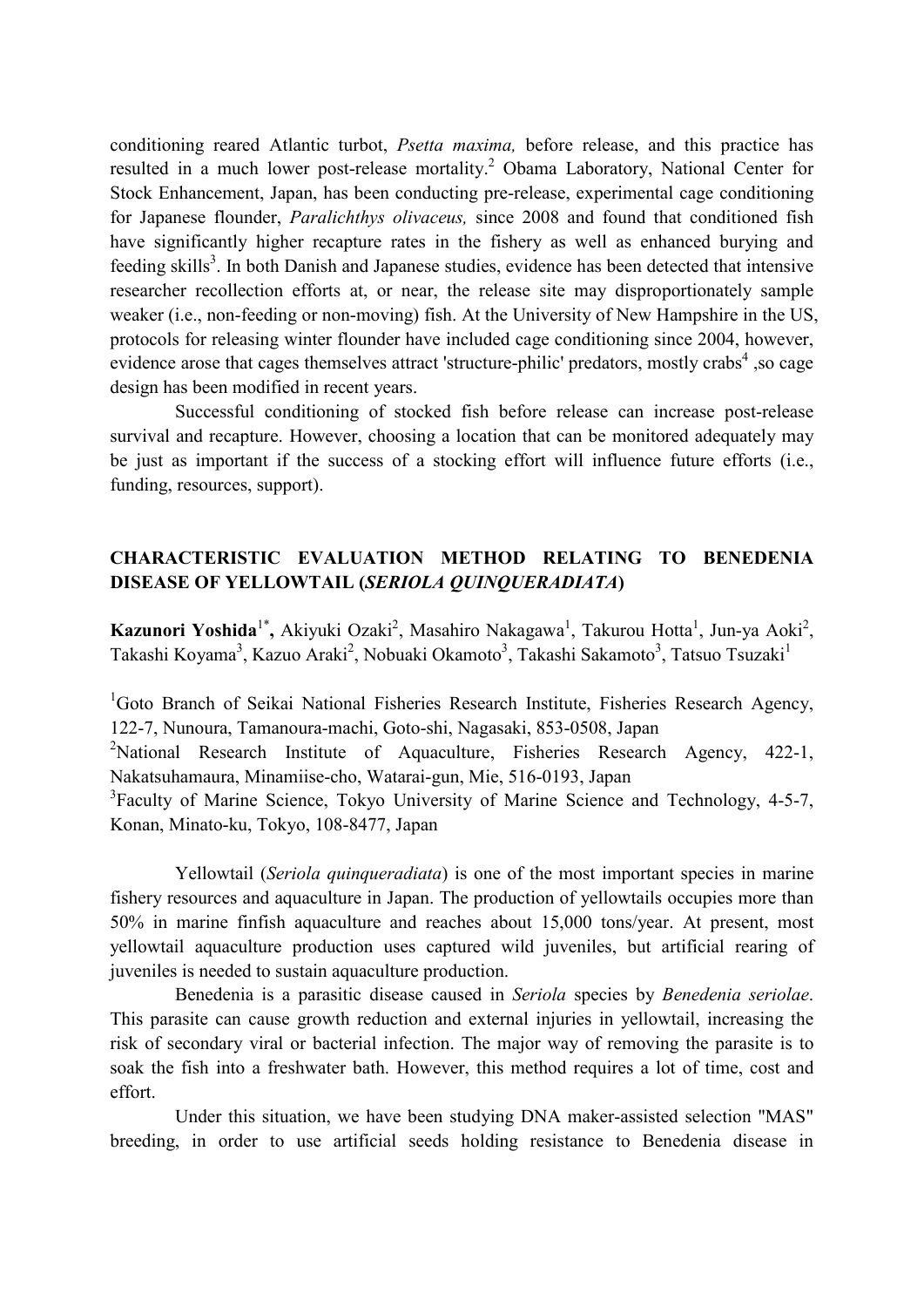conditioning reared Atlantic turbot, *Psetta maxima,* before release, and this practice has resulted in a much lower post-release mortality.[2] Obama Laboratory, National Center for Stock Enhancement, Japan, has been conducting pre-release, experimental cage conditioning for Japanese flounder, *Paralichthys olivaceus,* since 2008 and found that conditioned fish have significantly higher recapture rates in the fishery as well as enhanced burying and feeding skills[3]. In both Danish and Japanese studies, evidence has been detected that intensive researcher recollection efforts at, or near, the release site may disproportionately sample weaker (i.e., non-feeding or non-moving) fish. At the University of New Hampshire in the US, protocols for releasing winter flounder have included cage conditioning since 2004, however, evidence arose that cages themselves attract 'structure-philic' predators, mostly crabs[4] ,so cage design has been modified in recent years.

Successful conditioning of stocked fish before release can increase post-release survival and recapture. However, choosing a location that can be monitored adequately may be just as important if the success of a stocking effort will influence future efforts (i.e., funding, resources, support).

## CHARACTERISTIC EVALUATION METHOD RELATING TO BENEDENIA DISEASE OF YELLOWTAIL (*SERIOLA QUINQUERADIATA*)

**Kazunori Yoshida**[1*]**,** Akiyuki Ozaki[2], Masahiro Nakagawa[1], Takurou Hotta[1], Jun-ya Aoki[2], Takashi Koyama[3], Kazuo Araki[2], Nobuaki Okamoto[3], Takashi Sakamoto[3], Tatsuo Tsuzaki[1]

[1]Goto Branch of Seikai National Fisheries Research Institute, Fisheries Research Agency, 122-7, Nunoura, Tamanoura-machi, Goto-shi, Nagasaki, 853-0508, Japan

[2]National Research Institute of Aquaculture, Fisheries Research Agency, 422-1, Nakatsuhamaura, Minamiise-cho, Watarai-gun, Mie, 516-0193, Japan

[3]Faculty of Marine Science, Tokyo University of Marine Science and Technology, 4-5-7, Konan, Minato-ku, Tokyo, 108-8477, Japan

Yellowtail (*Seriola quinqueradiata*) is one of the most important species in marine fishery resources and aquaculture in Japan. The production of yellowtails occupies more than 50% in marine finfish aquaculture and reaches about 15,000 tons/year. At present, most yellowtail aquaculture production uses captured wild juveniles, but artificial rearing of juveniles is needed to sustain aquaculture production.

Benedenia is a parasitic disease caused in *Seriola* species by *Benedenia seriolae*. This parasite can cause growth reduction and external injuries in yellowtail, increasing the risk of secondary viral or bacterial infection. The major way of removing the parasite is to soak the fish into a freshwater bath. However, this method requires a lot of time, cost and effort.

Under this situation, we have been studying DNA maker-assisted selection "MAS" breeding, in order to use artificial seeds holding resistance to Benedenia disease in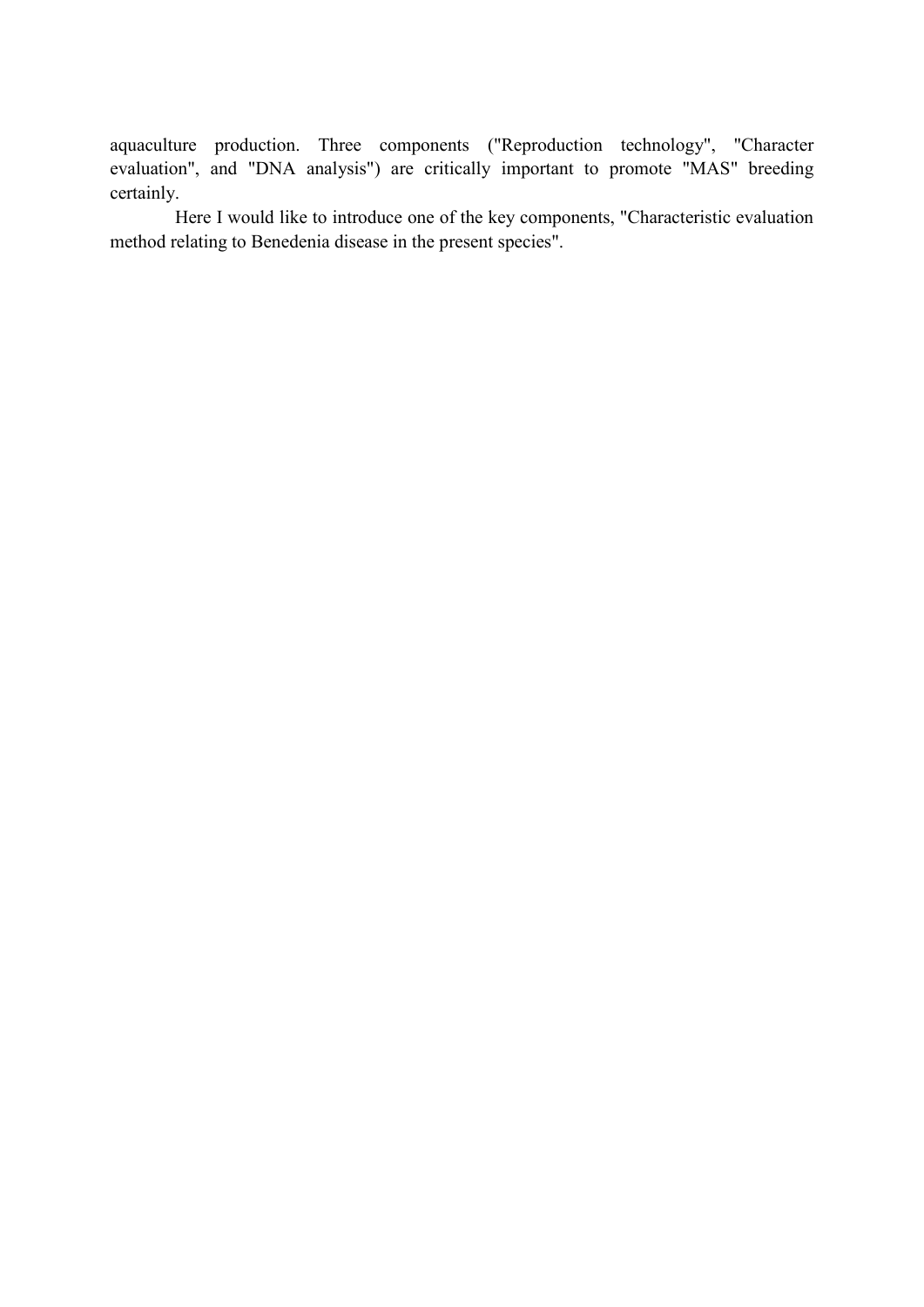aquaculture production. Three components ("Reproduction technology", "Character evaluation", and "DNA analysis") are critically important to promote "MAS" breeding certainly.

Here I would like to introduce one of the key components, "Characteristic evaluation method relating to Benedenia disease in the present species".